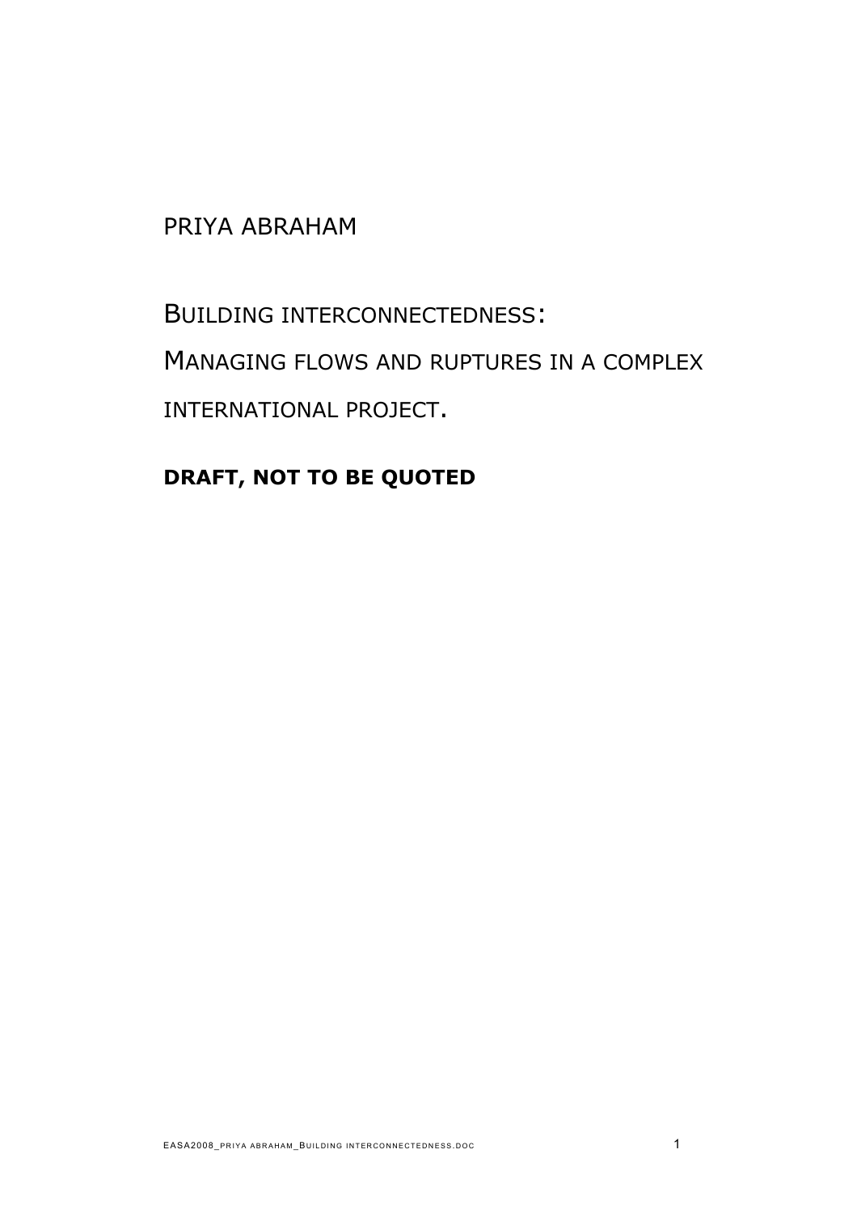PRIYA ABRAHAM

# BUILDING INTERCONNECTEDNESS:

# MANAGING FLOWS AND RUPTURES IN A COMPLEX INTERNATIONAL PROJECT.

**DRAFT, NOT TO BE QUOTED**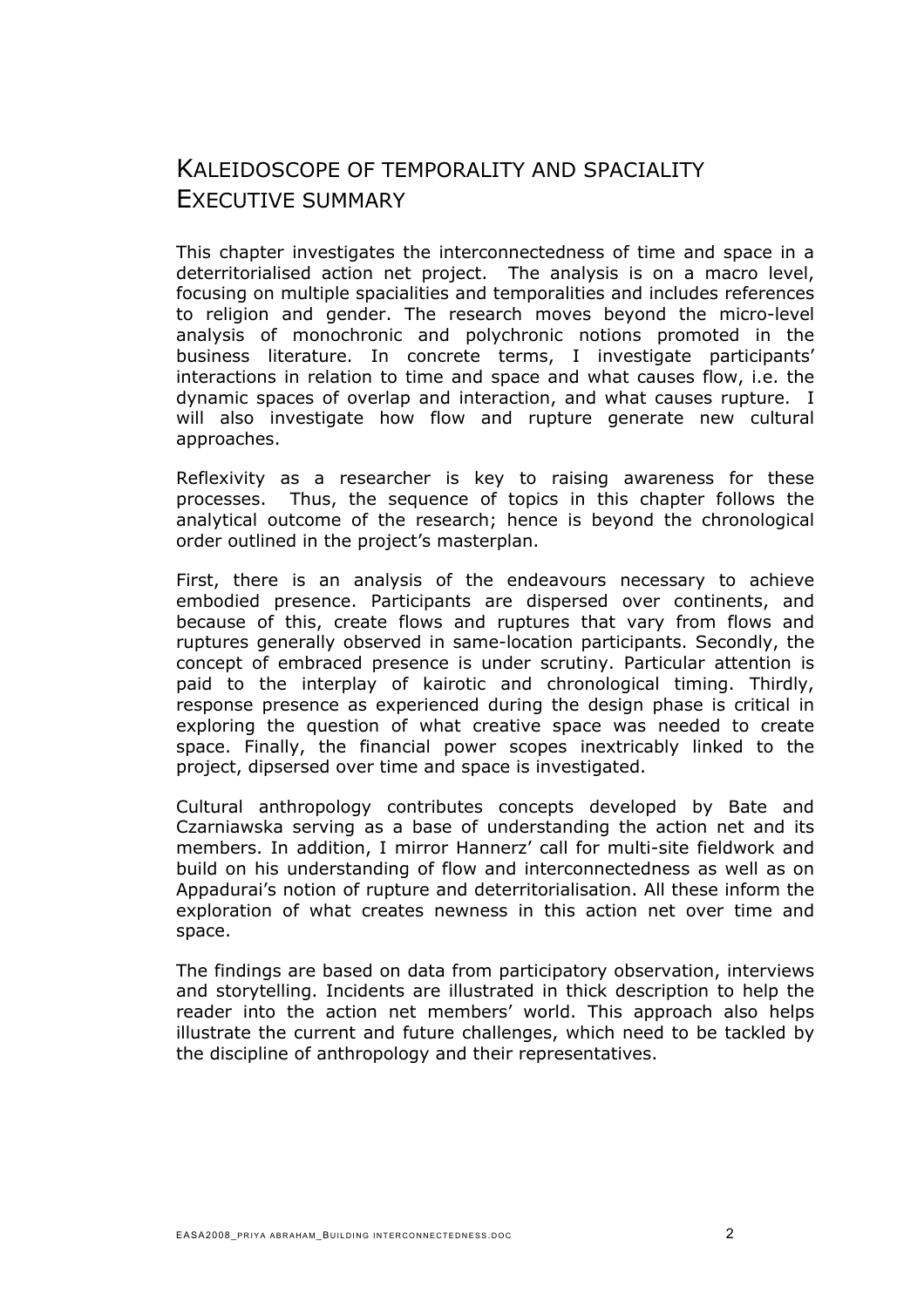# Kaleidoscope of temporality and spaciality
## Executive summary

This chapter investigates the interconnectedness of time and space in a deterritorialised action net project. The analysis is on a macro level, focusing on multiple spacialities and temporalities and includes references to religion and gender. The research moves beyond the micro-level analysis of monochronic and polychronic notions promoted in the business literature. In concrete terms, I investigate participants' interactions in relation to time and space and what causes flow, i.e. the dynamic spaces of overlap and interaction, and what causes rupture. I will also investigate how flow and rupture generate new cultural approaches.

Reflexivity as a researcher is key to raising awareness for these processes. Thus, the sequence of topics in this chapter follows the analytical outcome of the research; hence is beyond the chronological order outlined in the project's masterplan.

First, there is an analysis of the endeavours necessary to achieve embodied presence. Participants are dispersed over continents, and because of this, create flows and ruptures that vary from flows and ruptures generally observed in same-location participants. Secondly, the concept of embraced presence is under scrutiny. Particular attention is paid to the interplay of kairotic and chronological timing. Thirdly, response presence as experienced during the design phase is critical in exploring the question of what creative space was needed to create space. Finally, the financial power scopes inextricably linked to the project, dipsersed over time and space is investigated.

Cultural anthropology contributes concepts developed by Bate and Czarniawska serving as a base of understanding the action net and its members. In addition, I mirror Hannerz' call for multi-site fieldwork and build on his understanding of flow and interconnectedness as well as on Appadurai's notion of rupture and deterritorialisation. All these inform the exploration of what creates newness in this action net over time and space.

The findings are based on data from participatory observation, interviews and storytelling. Incidents are illustrated in thick description to help the reader into the action net members' world. This approach also helps illustrate the current and future challenges, which need to be tackled by the discipline of anthropology and their representatives.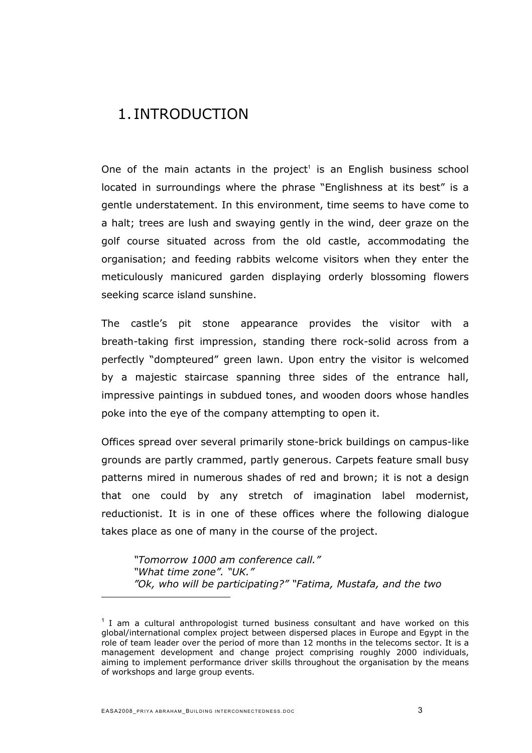# 1. INTRODUCTION

One of the main actants in the project[1] is an English business school located in surroundings where the phrase "Englishness at its best" is a gentle understatement. In this environment, time seems to have come to a halt; trees are lush and swaying gently in the wind, deer graze on the golf course situated across from the old castle, accommodating the organisation; and feeding rabbits welcome visitors when they enter the meticulously manicured garden displaying orderly blossoming flowers seeking scarce island sunshine.

The castle's pit stone appearance provides the visitor with a breath-taking first impression, standing there rock-solid across from a perfectly "dompteured" green lawn. Upon entry the visitor is welcomed by a majestic staircase spanning three sides of the entrance hall, impressive paintings in subdued tones, and wooden doors whose handles poke into the eye of the company attempting to open it.

Offices spread over several primarily stone-brick buildings on campus-like grounds are partly crammed, partly generous. Carpets feature small busy patterns mired in numerous shades of red and brown; it is not a design that one could by any stretch of imagination label modernist, reductionist. It is in one of these offices where the following dialogue takes place as one of many in the course of the project.

> *"Tomorrow 1000 am conference call."*
> *"What time zone". "UK."*
> *"Ok, who will be participating?" "Fatima, Mustafa, and the two*

[1] I am a cultural anthropologist turned business consultant and have worked on this global/international complex project between dispersed places in Europe and Egypt in the role of team leader over the period of more than 12 months in the telecoms sector. It is a management development and change project comprising roughly 2000 individuals, aiming to implement performance driver skills throughout the organisation by the means of workshops and large group events.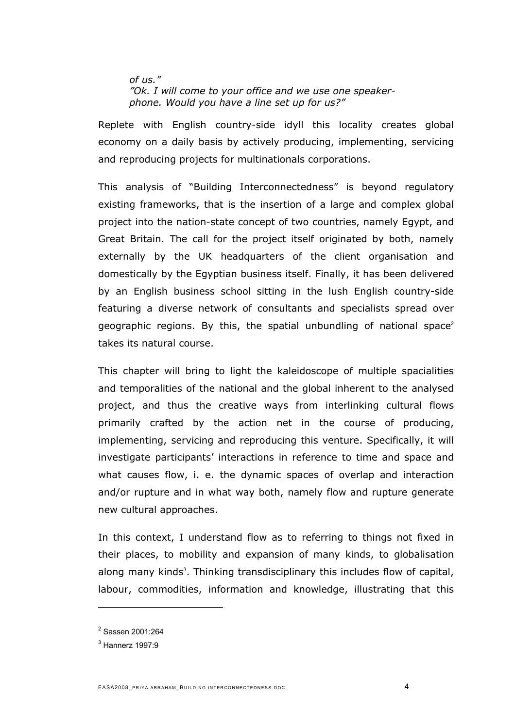*of us."*
*"Ok. I will come to your office and we use one speaker-phone. Would you have a line set up for us?"*

Replete with English country-side idyll this locality creates global economy on a daily basis by actively producing, implementing, servicing and reproducing projects for multinationals corporations.

This analysis of "Building Interconnectedness" is beyond regulatory existing frameworks, that is the insertion of a large and complex global project into the nation-state concept of two countries, namely Egypt, and Great Britain. The call for the project itself originated by both, namely externally by the UK headquarters of the client organisation and domestically by the Egyptian business itself. Finally, it has been delivered by an English business school sitting in the lush English country-side featuring a diverse network of consultants and specialists spread over geographic regions. By this, the spatial unbundling of national space[2] takes its natural course.

This chapter will bring to light the kaleidoscope of multiple spacialities and temporalities of the national and the global inherent to the analysed project, and thus the creative ways from interlinking cultural flows primarily crafted by the action net in the course of producing, implementing, servicing and reproducing this venture. Specifically, it will investigate participants' interactions in reference to time and space and what causes flow, i. e. the dynamic spaces of overlap and interaction and/or rupture and in what way both, namely flow and rupture generate new cultural approaches.

In this context, I understand flow as to referring to things not fixed in their places, to mobility and expansion of many kinds, to globalisation along many kinds[3]. Thinking transdisciplinary this includes flow of capital, labour, commodities, information and knowledge, illustrating that this

---

[2] Sassen 2001:264

[3] Hannerz 1997:9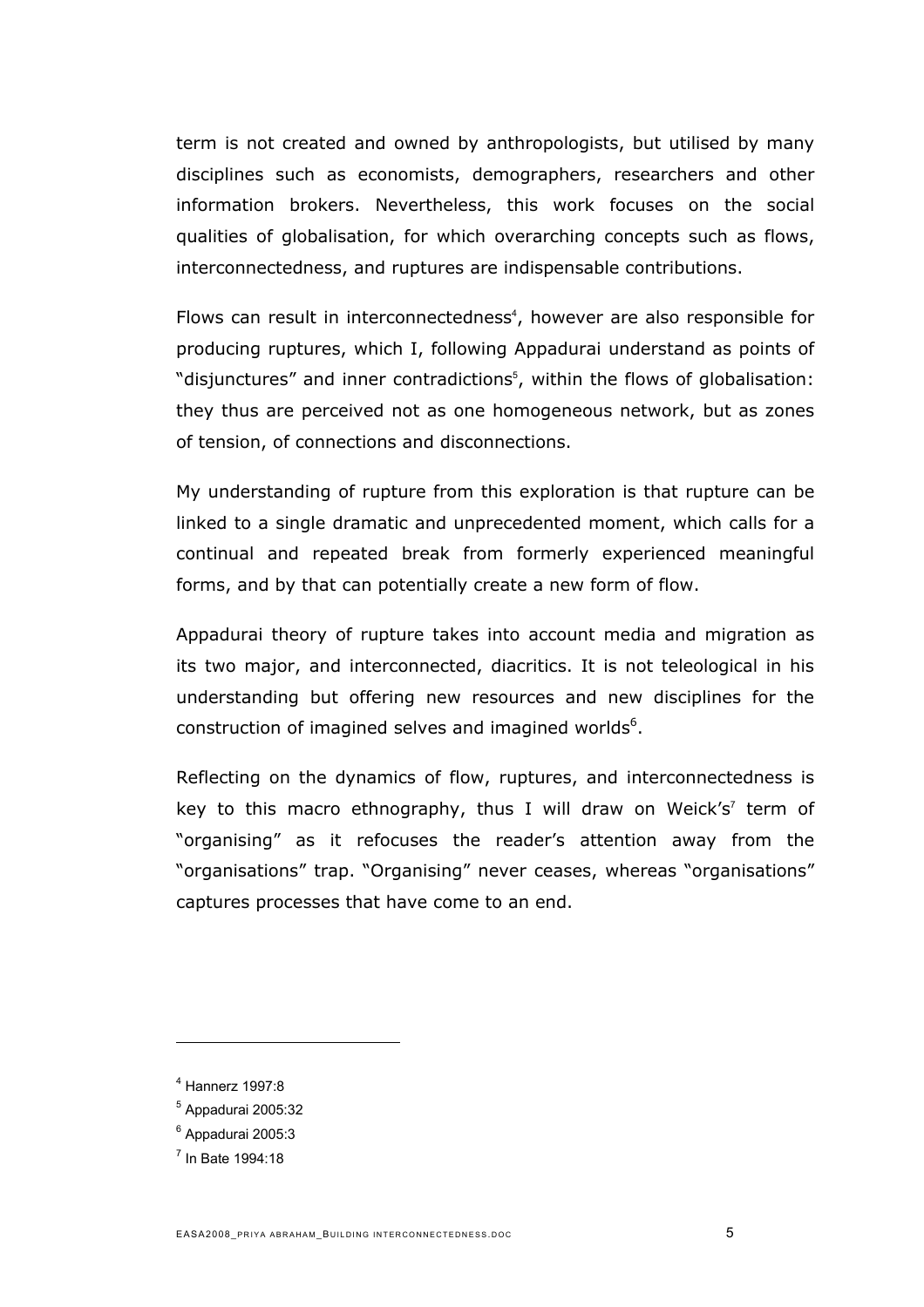term is not created and owned by anthropologists, but utilised by many disciplines such as economists, demographers, researchers and other information brokers. Nevertheless, this work focuses on the social qualities of globalisation, for which overarching concepts such as flows, interconnectedness, and ruptures are indispensable contributions.

Flows can result in interconnectedness[4], however are also responsible for producing ruptures, which I, following Appadurai understand as points of "disjunctures" and inner contradictions[5], within the flows of globalisation: they thus are perceived not as one homogeneous network, but as zones of tension, of connections and disconnections.

My understanding of rupture from this exploration is that rupture can be linked to a single dramatic and unprecedented moment, which calls for a continual and repeated break from formerly experienced meaningful forms, and by that can potentially create a new form of flow.

Appadurai theory of rupture takes into account media and migration as its two major, and interconnected, diacritics. It is not teleological in his understanding but offering new resources and new disciplines for the construction of imagined selves and imagined worlds[6].

Reflecting on the dynamics of flow, ruptures, and interconnectedness is key to this macro ethnography, thus I will draw on Weick's[7] term of "organising" as it refocuses the reader's attention away from the "organisations" trap. "Organising" never ceases, whereas "organisations" captures processes that have come to an end.

---

[4] Hannerz 1997:8

[5] Appadurai 2005:32

[6] Appadurai 2005:3

[7] In Bate 1994:18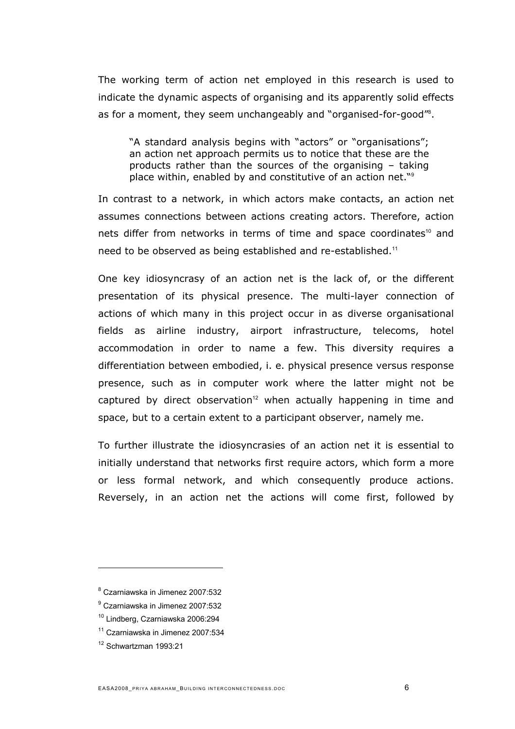The working term of action net employed in this research is used to indicate the dynamic aspects of organising and its apparently solid effects as for a moment, they seem unchangeably and "organised-for-good"[8].

> "A standard analysis begins with "actors" or "organisations"; an action net approach permits us to notice that these are the products rather than the sources of the organising – taking place within, enabled by and constitutive of an action net."[9]

In contrast to a network, in which actors make contacts, an action net assumes connections between actions creating actors. Therefore, action nets differ from networks in terms of time and space coordinates[10] and need to be observed as being established and re-established.[11]

One key idiosyncrasy of an action net is the lack of, or the different presentation of its physical presence. The multi-layer connection of actions of which many in this project occur in as diverse organisational fields as airline industry, airport infrastructure, telecoms, hotel accommodation in order to name a few. This diversity requires a differentiation between embodied, i. e. physical presence versus response presence, such as in computer work where the latter might not be captured by direct observation[12] when actually happening in time and space, but to a certain extent to a participant observer, namely me.

To further illustrate the idiosyncrasies of an action net it is essential to initially understand that networks first require actors, which form a more or less formal network, and which consequently produce actions. Reversely, in an action net the actions will come first, followed by

---

[8] Czarniawska in Jimenez 2007:532

[9] Czarniawska in Jimenez 2007:532

[10] Lindberg, Czarniawska 2006:294

[11] Czarniawska in Jimenez 2007:534

[12] Schwartzman 1993:21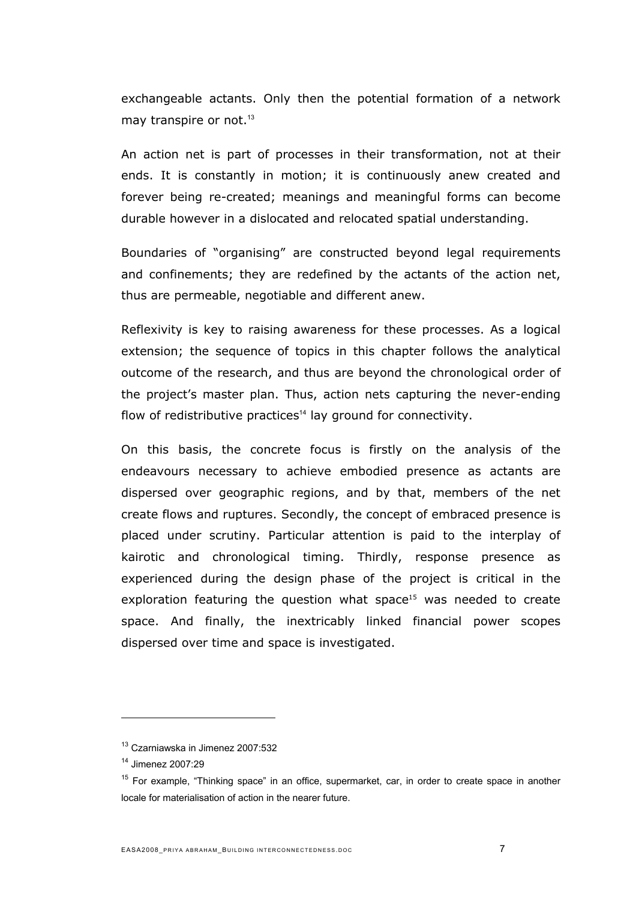exchangeable actants. Only then the potential formation of a network may transpire or not.[13]

An action net is part of processes in their transformation, not at their ends. It is constantly in motion; it is continuously anew created and forever being re-created; meanings and meaningful forms can become durable however in a dislocated and relocated spatial understanding.

Boundaries of "organising" are constructed beyond legal requirements and confinements; they are redefined by the actants of the action net, thus are permeable, negotiable and different anew.

Reflexivity is key to raising awareness for these processes. As a logical extension; the sequence of topics in this chapter follows the analytical outcome of the research, and thus are beyond the chronological order of the project's master plan. Thus, action nets capturing the never-ending flow of redistributive practices[14] lay ground for connectivity.

On this basis, the concrete focus is firstly on the analysis of the endeavours necessary to achieve embodied presence as actants are dispersed over geographic regions, and by that, members of the net create flows and ruptures. Secondly, the concept of embraced presence is placed under scrutiny. Particular attention is paid to the interplay of kairotic and chronological timing. Thirdly, response presence as experienced during the design phase of the project is critical in the exploration featuring the question what space[15] was needed to create space. And finally, the inextricably linked financial power scopes dispersed over time and space is investigated.

---

[13] Czarniawska in Jimenez 2007:532

[14] Jimenez 2007:29

[15] For example, "Thinking space" in an office, supermarket, car, in order to create space in another locale for materialisation of action in the nearer future.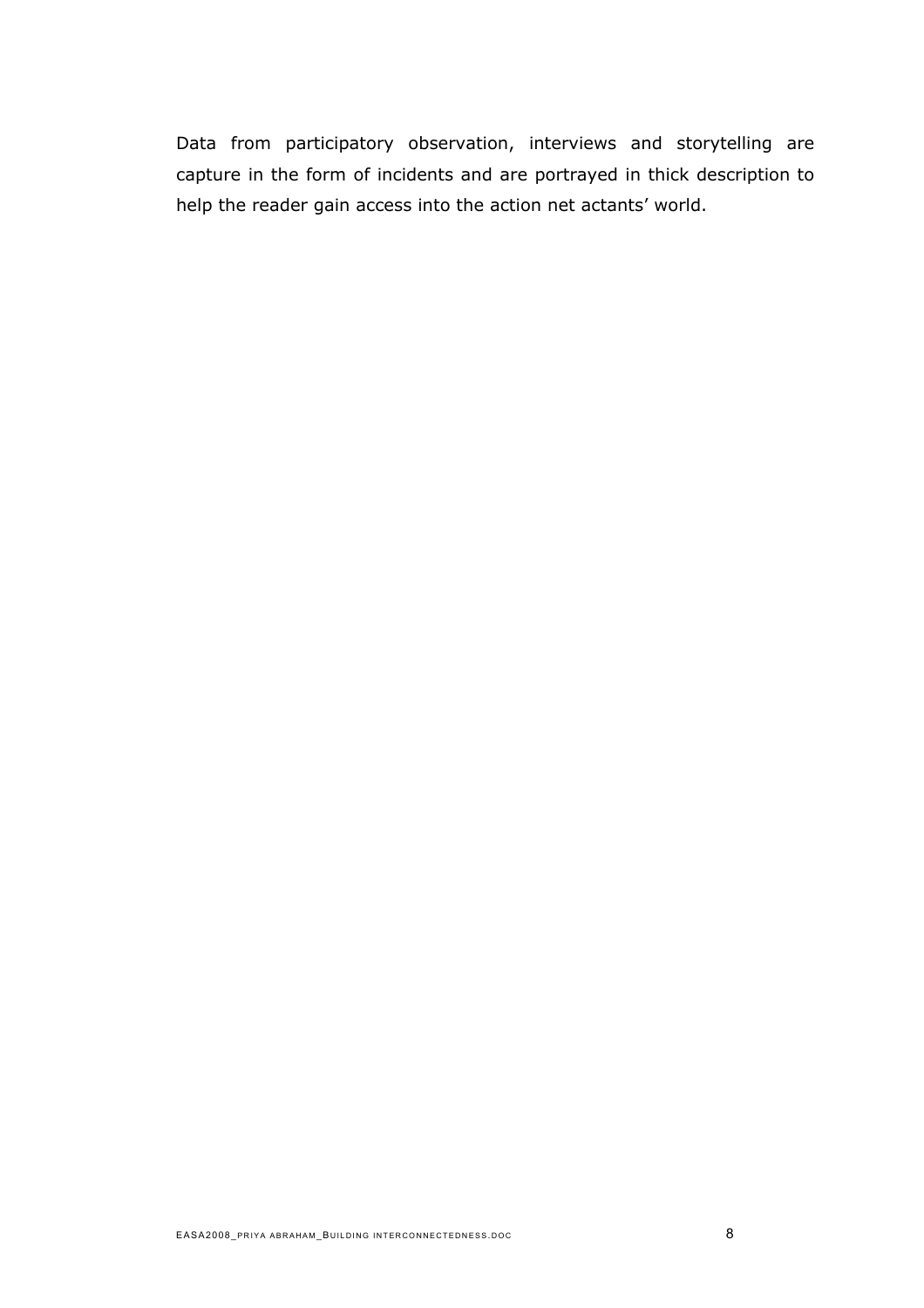Data from participatory observation, interviews and storytelling are capture in the form of incidents and are portrayed in thick description to help the reader gain access into the action net actants' world.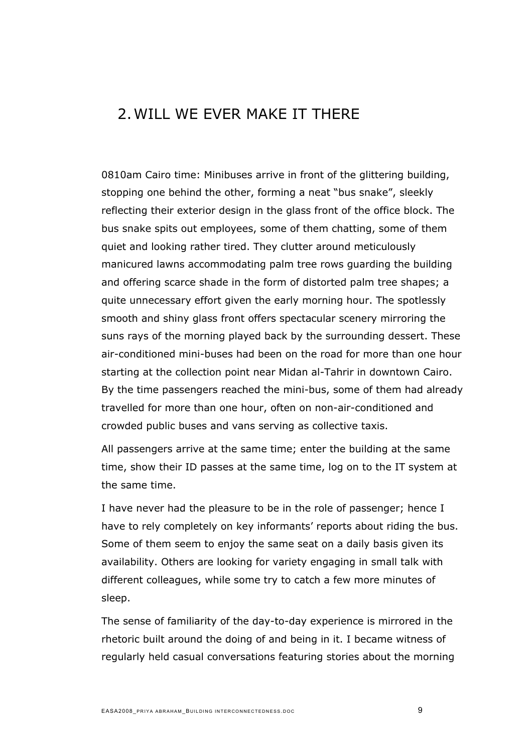## 2. WILL WE EVER MAKE IT THERE

0810am Cairo time: Minibuses arrive in front of the glittering building, stopping one behind the other, forming a neat "bus snake", sleekly reflecting their exterior design in the glass front of the office block. The bus snake spits out employees, some of them chatting, some of them quiet and looking rather tired. They clutter around meticulously manicured lawns accommodating palm tree rows guarding the building and offering scarce shade in the form of distorted palm tree shapes; a quite unnecessary effort given the early morning hour. The spotlessly smooth and shiny glass front offers spectacular scenery mirroring the suns rays of the morning played back by the surrounding dessert. These air-conditioned mini-buses had been on the road for more than one hour starting at the collection point near Midan al-Tahrir in downtown Cairo. By the time passengers reached the mini-bus, some of them had already travelled for more than one hour, often on non-air-conditioned and crowded public buses and vans serving as collective taxis.

All passengers arrive at the same time; enter the building at the same time, show their ID passes at the same time, log on to the IT system at the same time.

I have never had the pleasure to be in the role of passenger; hence I have to rely completely on key informants' reports about riding the bus. Some of them seem to enjoy the same seat on a daily basis given its availability. Others are looking for variety engaging in small talk with different colleagues, while some try to catch a few more minutes of sleep.

The sense of familiarity of the day-to-day experience is mirrored in the rhetoric built around the doing of and being in it. I became witness of regularly held casual conversations featuring stories about the morning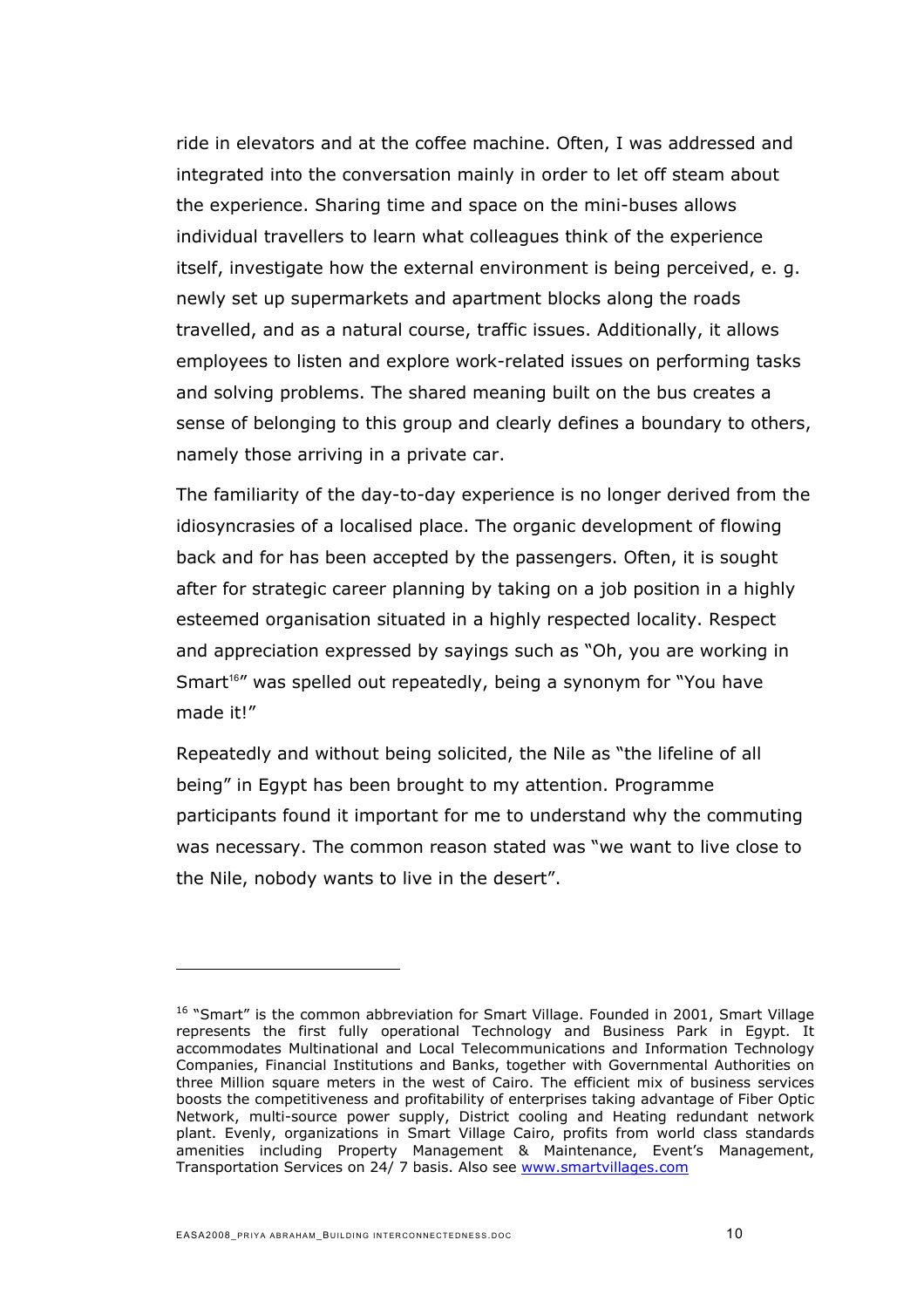ride in elevators and at the coffee machine. Often, I was addressed and integrated into the conversation mainly in order to let off steam about the experience. Sharing time and space on the mini-buses allows individual travellers to learn what colleagues think of the experience itself, investigate how the external environment is being perceived, e. g. newly set up supermarkets and apartment blocks along the roads travelled, and as a natural course, traffic issues. Additionally, it allows employees to listen and explore work-related issues on performing tasks and solving problems. The shared meaning built on the bus creates a sense of belonging to this group and clearly defines a boundary to others, namely those arriving in a private car.

The familiarity of the day-to-day experience is no longer derived from the idiosyncrasies of a localised place. The organic development of flowing back and for has been accepted by the passengers. Often, it is sought after for strategic career planning by taking on a job position in a highly esteemed organisation situated in a highly respected locality. Respect and appreciation expressed by sayings such as "Oh, you are working in Smart[16]" was spelled out repeatedly, being a synonym for "You have made it!"

Repeatedly and without being solicited, the Nile as "the lifeline of all being" in Egypt has been brought to my attention. Programme participants found it important for me to understand why the commuting was necessary. The common reason stated was "we want to live close to the Nile, nobody wants to live in the desert".

---

[16] "Smart" is the common abbreviation for Smart Village. Founded in 2001, Smart Village represents the first fully operational Technology and Business Park in Egypt. It accommodates Multinational and Local Telecommunications and Information Technology Companies, Financial Institutions and Banks, together with Governmental Authorities on three Million square meters in the west of Cairo. The efficient mix of business services boosts the competitiveness and profitability of enterprises taking advantage of Fiber Optic Network, multi-source power supply, District cooling and Heating redundant network plant. Evenly, organizations in Smart Village Cairo, profits from world class standards amenities including Property Management & Maintenance, Event's Management, Transportation Services on 24/ 7 basis. Also see [www.smartvillages.com](http://www.smartvillages.com)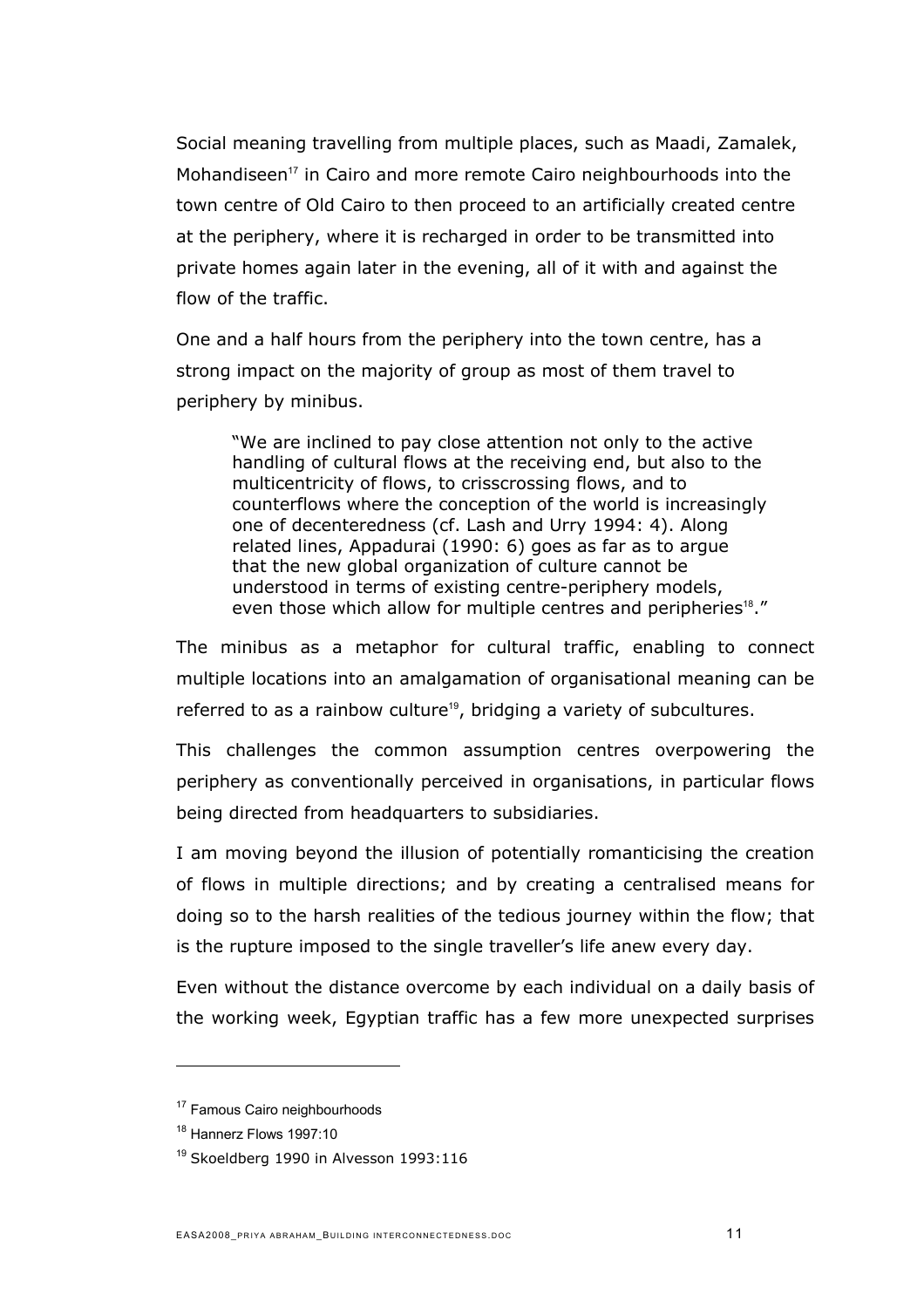Social meaning travelling from multiple places, such as Maadi, Zamalek, Mohandiseen[17] in Cairo and more remote Cairo neighbourhoods into the town centre of Old Cairo to then proceed to an artificially created centre at the periphery, where it is recharged in order to be transmitted into private homes again later in the evening, all of it with and against the flow of the traffic.

One and a half hours from the periphery into the town centre, has a strong impact on the majority of group as most of them travel to periphery by minibus.

> "We are inclined to pay close attention not only to the active handling of cultural flows at the receiving end, but also to the multicentricity of flows, to crisscrossing flows, and to counterflows where the conception of the world is increasingly one of decenteredness (cf. Lash and Urry 1994: 4). Along related lines, Appadurai (1990: 6) goes as far as to argue that the new global organization of culture cannot be understood in terms of existing centre-periphery models, even those which allow for multiple centres and peripheries[18]."

The minibus as a metaphor for cultural traffic, enabling to connect multiple locations into an amalgamation of organisational meaning can be referred to as a rainbow culture[19], bridging a variety of subcultures.

This challenges the common assumption centres overpowering the periphery as conventionally perceived in organisations, in particular flows being directed from headquarters to subsidiaries.

I am moving beyond the illusion of potentially romanticising the creation of flows in multiple directions; and by creating a centralised means for doing so to the harsh realities of the tedious journey within the flow; that is the rupture imposed to the single traveller's life anew every day.

Even without the distance overcome by each individual on a daily basis of the working week, Egyptian traffic has a few more unexpected surprises

---

[17] Famous Cairo neighbourhoods

[18] Hannerz Flows 1997:10

[19] Skoeldberg 1990 in Alvesson 1993:116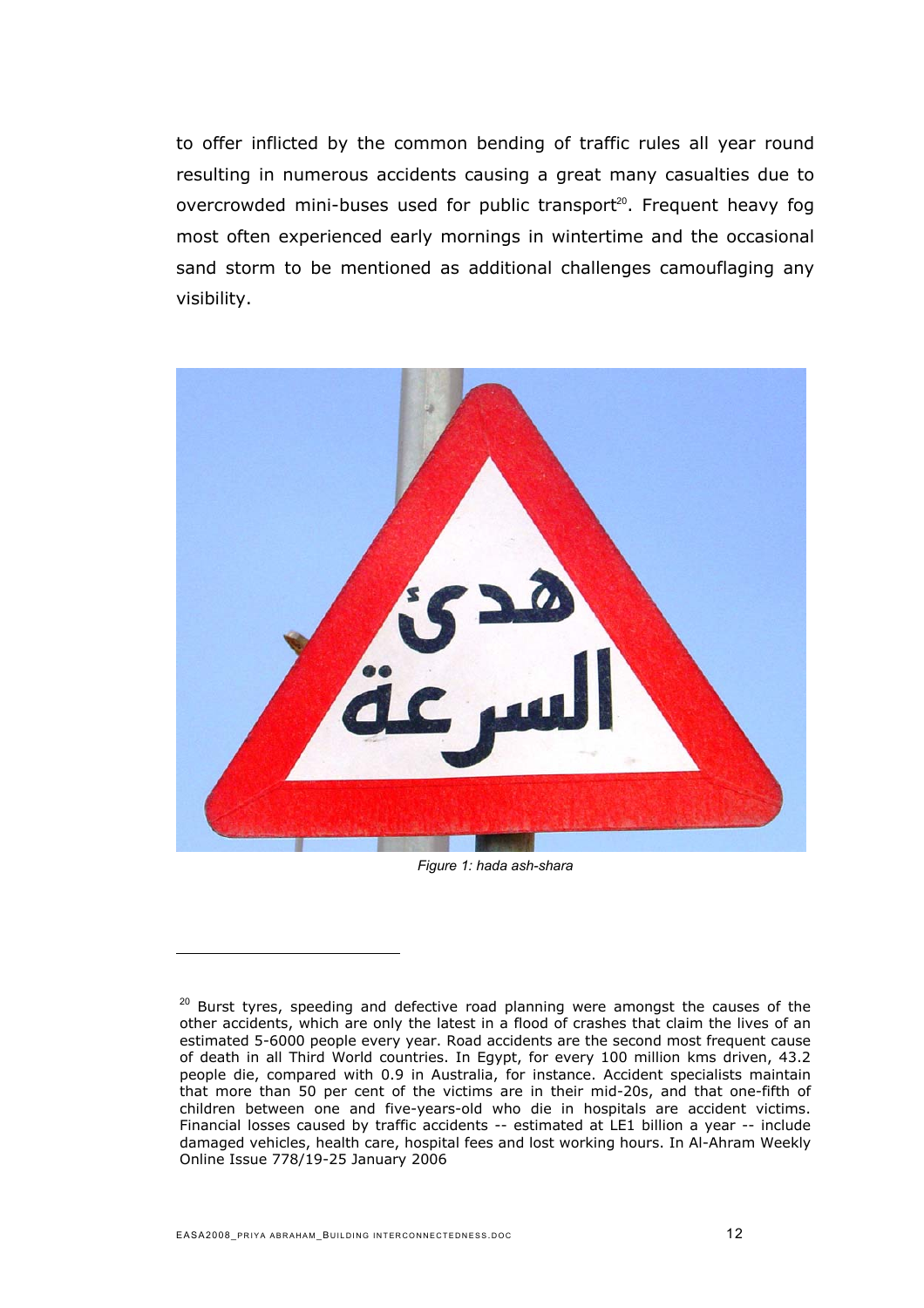to offer inflicted by the common bending of traffic rules all year round resulting in numerous accidents causing a great many casualties due to overcrowded mini-buses used for public transport[20]. Frequent heavy fog most often experienced early mornings in wintertime and the occasional sand storm to be mentioned as additional challenges camouflaging any visibility.

*Figure 1: hada ash-shara*

[20] Burst tyres, speeding and defective road planning were amongst the causes of the other accidents, which are only the latest in a flood of crashes that claim the lives of an estimated 5-6000 people every year. Road accidents are the second most frequent cause of death in all Third World countries. In Egypt, for every 100 million kms driven, 43.2 people die, compared with 0.9 in Australia, for instance. Accident specialists maintain that more than 50 per cent of the victims are in their mid-20s, and that one-fifth of children between one and five-years-old who die in hospitals are accident victims. Financial losses caused by traffic accidents -- estimated at LE1 billion a year -- include damaged vehicles, health care, hospital fees and lost working hours. In Al-Ahram Weekly Online Issue 778/19-25 January 2006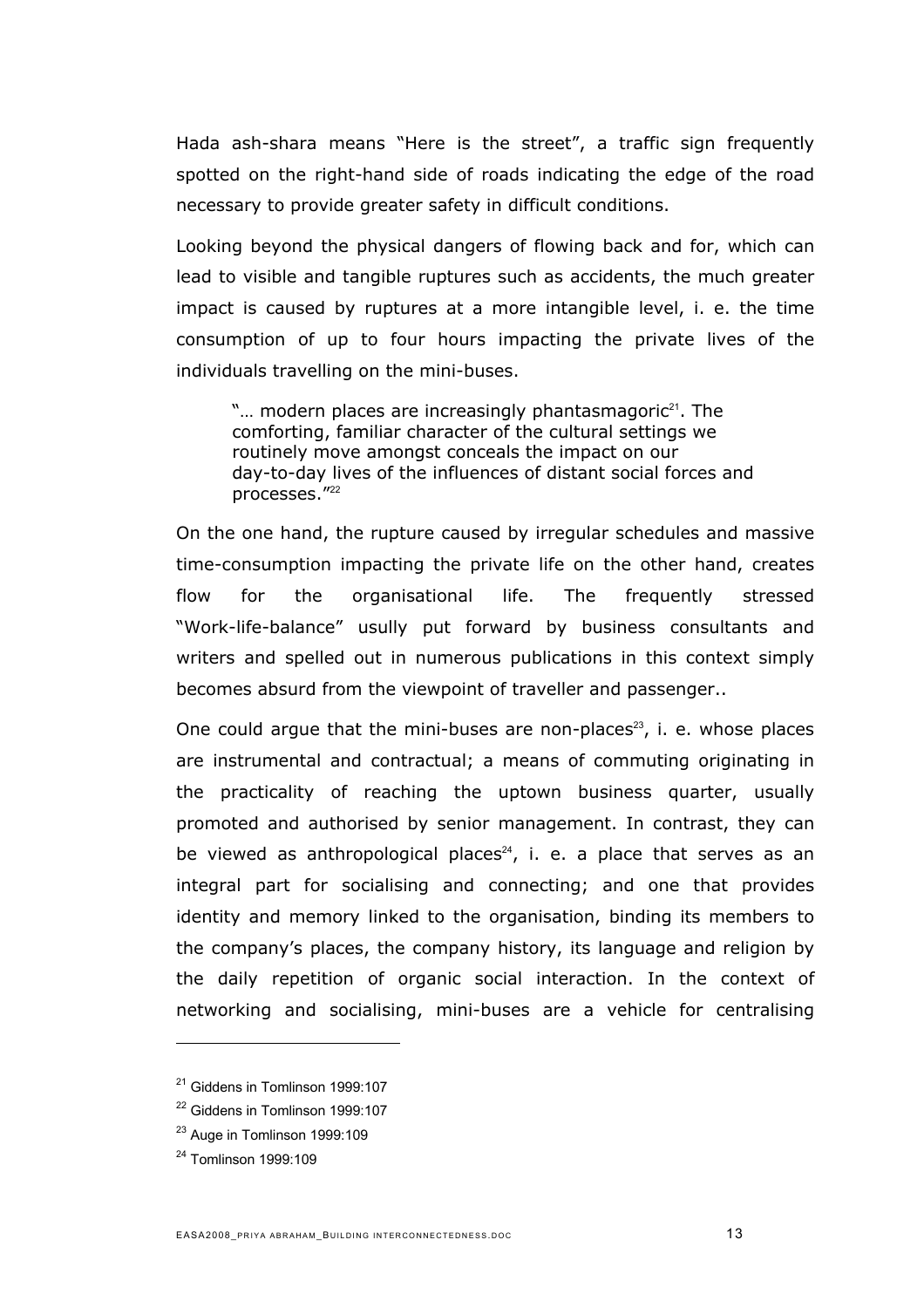Hada ash-shara means "Here is the street", a traffic sign frequently spotted on the right-hand side of roads indicating the edge of the road necessary to provide greater safety in difficult conditions.

Looking beyond the physical dangers of flowing back and for, which can lead to visible and tangible ruptures such as accidents, the much greater impact is caused by ruptures at a more intangible level, i. e. the time consumption of up to four hours impacting the private lives of the individuals travelling on the mini-buses.

> "… modern places are increasingly phantasmagoric[21]. The comforting, familiar character of the cultural settings we routinely move amongst conceals the impact on our day-to-day lives of the influences of distant social forces and processes."[22]

On the one hand, the rupture caused by irregular schedules and massive time-consumption impacting the private life on the other hand, creates flow for the organisational life. The frequently stressed "Work-life-balance" usully put forward by business consultants and writers and spelled out in numerous publications in this context simply becomes absurd from the viewpoint of traveller and passenger..

One could argue that the mini-buses are non-places[23], i. e. whose places are instrumental and contractual; a means of commuting originating in the practicality of reaching the uptown business quarter, usually promoted and authorised by senior management. In contrast, they can be viewed as anthropological places[24], i. e. a place that serves as an integral part for socialising and connecting; and one that provides identity and memory linked to the organisation, binding its members to the company's places, the company history, its language and religion by the daily repetition of organic social interaction. In the context of networking and socialising, mini-buses are a vehicle for centralising

---

[21] Giddens in Tomlinson 1999:107

[22] Giddens in Tomlinson 1999:107

[23] Auge in Tomlinson 1999:109

[24] Tomlinson 1999:109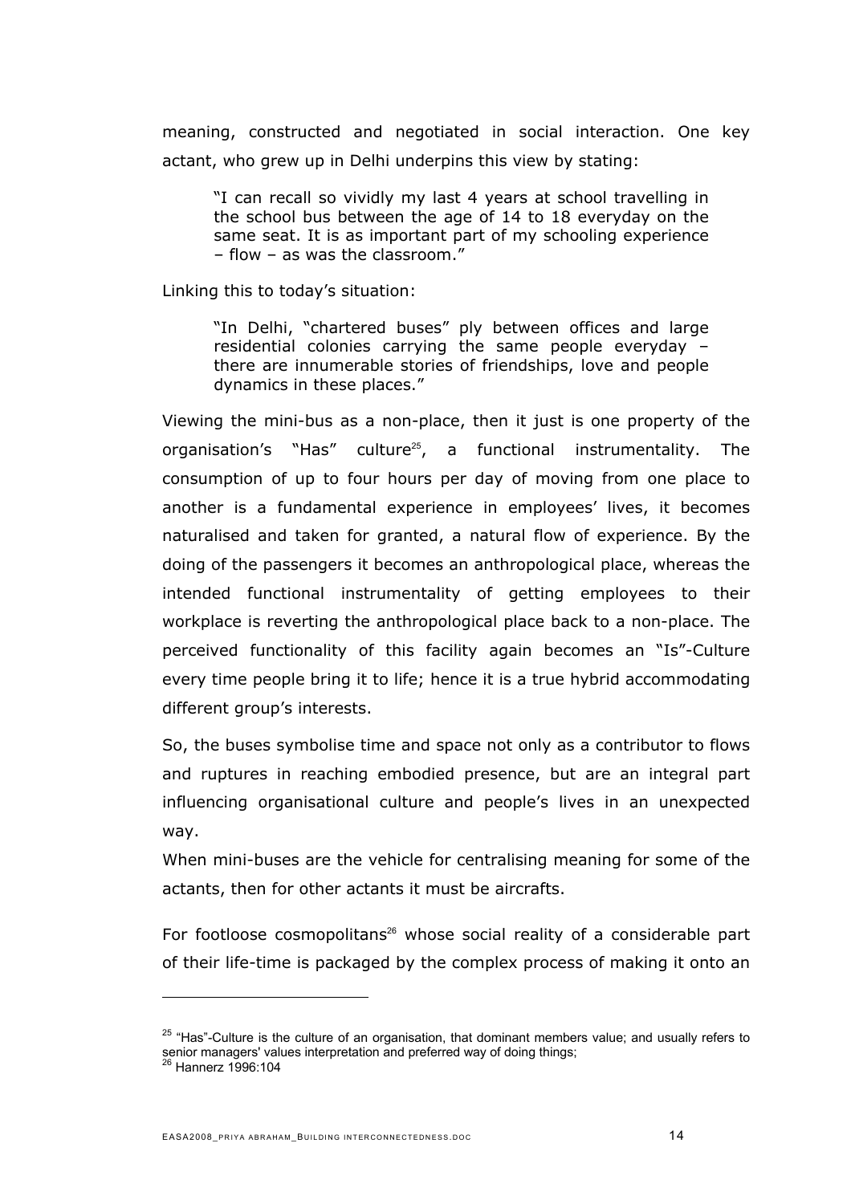meaning, constructed and negotiated in social interaction. One key actant, who grew up in Delhi underpins this view by stating:

> "I can recall so vividly my last 4 years at school travelling in the school bus between the age of 14 to 18 everyday on the same seat. It is as important part of my schooling experience – flow – as was the classroom."

Linking this to today's situation:

> "In Delhi, "chartered buses" ply between offices and large residential colonies carrying the same people everyday – there are innumerable stories of friendships, love and people dynamics in these places."

Viewing the mini-bus as a non-place, then it just is one property of the organisation's "Has" culture[25], a functional instrumentality. The consumption of up to four hours per day of moving from one place to another is a fundamental experience in employees' lives, it becomes naturalised and taken for granted, a natural flow of experience. By the doing of the passengers it becomes an anthropological place, whereas the intended functional instrumentality of getting employees to their workplace is reverting the anthropological place back to a non-place. The perceived functionality of this facility again becomes an "Is"-Culture every time people bring it to life; hence it is a true hybrid accommodating different group's interests.

So, the buses symbolise time and space not only as a contributor to flows and ruptures in reaching embodied presence, but are an integral part influencing organisational culture and people's lives in an unexpected way.

When mini-buses are the vehicle for centralising meaning for some of the actants, then for other actants it must be aircrafts.

For footloose cosmopolitans[26] whose social reality of a considerable part of their life-time is packaged by the complex process of making it onto an

---

[25] "Has"-Culture is the culture of an organisation, that dominant members value; and usually refers to senior managers' values interpretation and preferred way of doing things;

[26] Hannerz 1996:104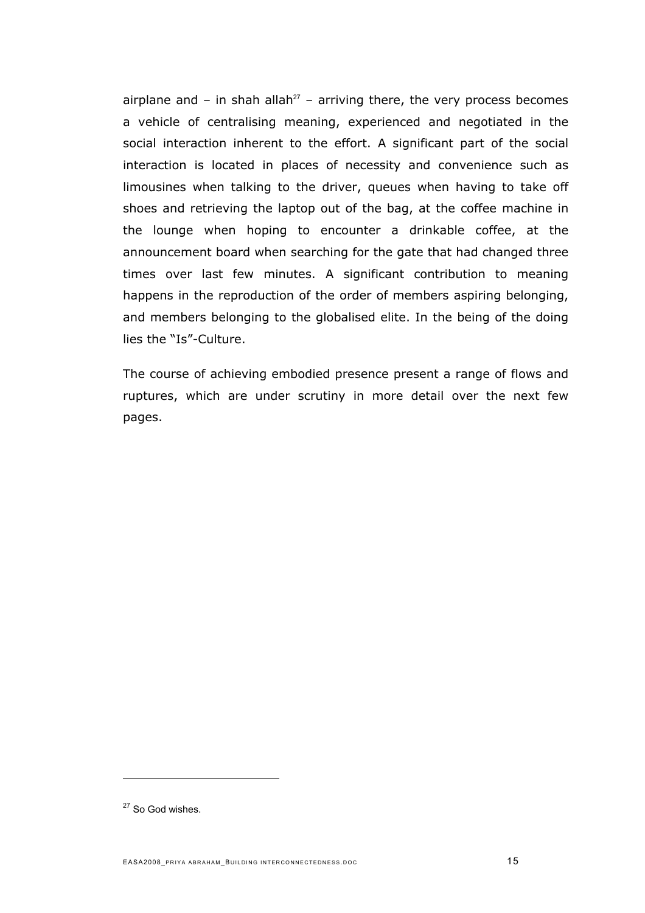airplane and – in shah allah[27] – arriving there, the very process becomes a vehicle of centralising meaning, experienced and negotiated in the social interaction inherent to the effort. A significant part of the social interaction is located in places of necessity and convenience such as limousines when talking to the driver, queues when having to take off shoes and retrieving the laptop out of the bag, at the coffee machine in the lounge when hoping to encounter a drinkable coffee, at the announcement board when searching for the gate that had changed three times over last few minutes. A significant contribution to meaning happens in the reproduction of the order of members aspiring belonging, and members belonging to the globalised elite. In the being of the doing lies the "Is"-Culture.

The course of achieving embodied presence present a range of flows and ruptures, which are under scrutiny in more detail over the next few pages.

[27] So God wishes.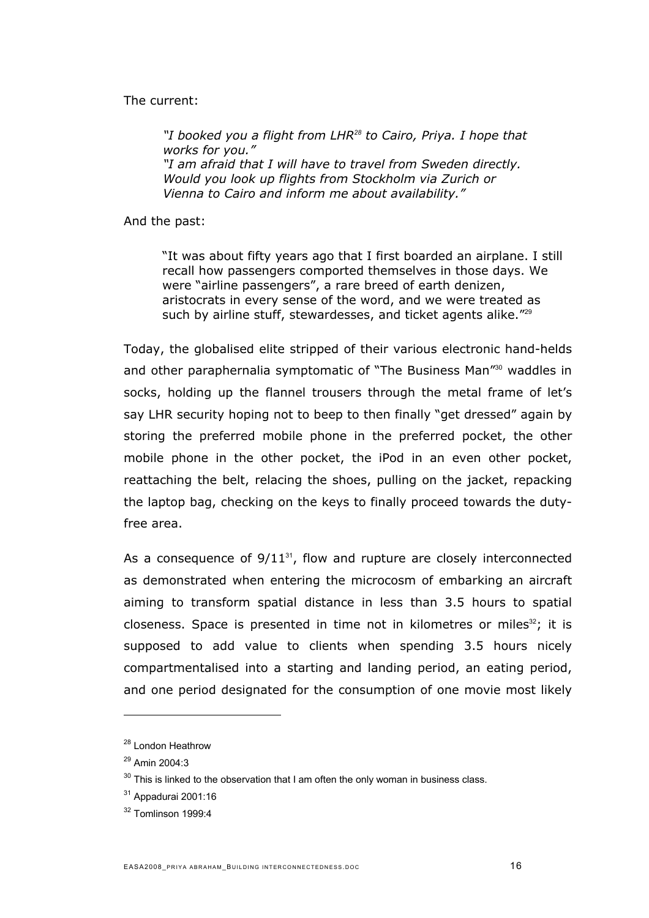The current:

> *"I booked you a flight from LHR[28] to Cairo, Priya. I hope that works for you."*
> *"I am afraid that I will have to travel from Sweden directly. Would you look up flights from Stockholm via Zurich or Vienna to Cairo and inform me about availability."*

And the past:

> "It was about fifty years ago that I first boarded an airplane. I still recall how passengers comported themselves in those days. We were "airline passengers", a rare breed of earth denizen, aristocrats in every sense of the word, and we were treated as such by airline stuff, stewardesses, and ticket agents alike."[29]

Today, the globalised elite stripped of their various electronic hand-helds and other paraphernalia symptomatic of "The Business Man"[30] waddles in socks, holding up the flannel trousers through the metal frame of let's say LHR security hoping not to beep to then finally "get dressed" again by storing the preferred mobile phone in the preferred pocket, the other mobile phone in the other pocket, the iPod in an even other pocket, reattaching the belt, relacing the shoes, pulling on the jacket, repacking the laptop bag, checking on the keys to finally proceed towards the duty-free area.

As a consequence of 9/11[31], flow and rupture are closely interconnected as demonstrated when entering the microcosm of embarking an aircraft aiming to transform spatial distance in less than 3.5 hours to spatial closeness. Space is presented in time not in kilometres or miles[32]; it is supposed to add value to clients when spending 3.5 hours nicely compartmentalised into a starting and landing period, an eating period, and one period designated for the consumption of one movie most likely

---

[28] London Heathrow

[29] Amin 2004:3

[30] This is linked to the observation that I am often the only woman in business class.

[31] Appadurai 2001:16

[32] Tomlinson 1999:4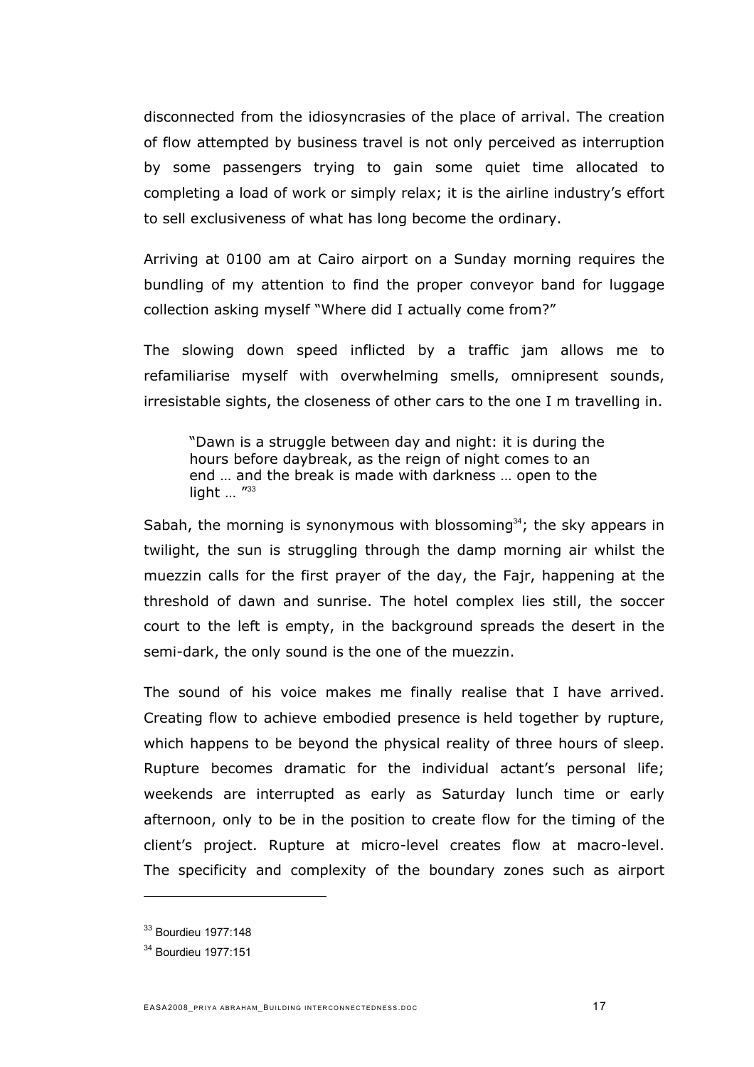disconnected from the idiosyncrasies of the place of arrival. The creation of flow attempted by business travel is not only perceived as interruption by some passengers trying to gain some quiet time allocated to completing a load of work or simply relax; it is the airline industry's effort to sell exclusiveness of what has long become the ordinary.

Arriving at 0100 am at Cairo airport on a Sunday morning requires the bundling of my attention to find the proper conveyor band for luggage collection asking myself "Where did I actually come from?"

The slowing down speed inflicted by a traffic jam allows me to refamiliarise myself with overwhelming smells, omnipresent sounds, irresistable sights, the closeness of other cars to the one I m travelling in.

> "Dawn is a struggle between day and night: it is during the hours before daybreak, as the reign of night comes to an end … and the break is made with darkness … open to the light … "[33]

Sabah, the morning is synonymous with blossoming[34]; the sky appears in twilight, the sun is struggling through the damp morning air whilst the muezzin calls for the first prayer of the day, the Fajr, happening at the threshold of dawn and sunrise. The hotel complex lies still, the soccer court to the left is empty, in the background spreads the desert in the semi-dark, the only sound is the one of the muezzin.

The sound of his voice makes me finally realise that I have arrived. Creating flow to achieve embodied presence is held together by rupture, which happens to be beyond the physical reality of three hours of sleep. Rupture becomes dramatic for the individual actant's personal life; weekends are interrupted as early as Saturday lunch time or early afternoon, only to be in the position to create flow for the timing of the client's project. Rupture at micro-level creates flow at macro-level. The specificity and complexity of the boundary zones such as airport

---

[33] Bourdieu 1977:148

[34] Bourdieu 1977:151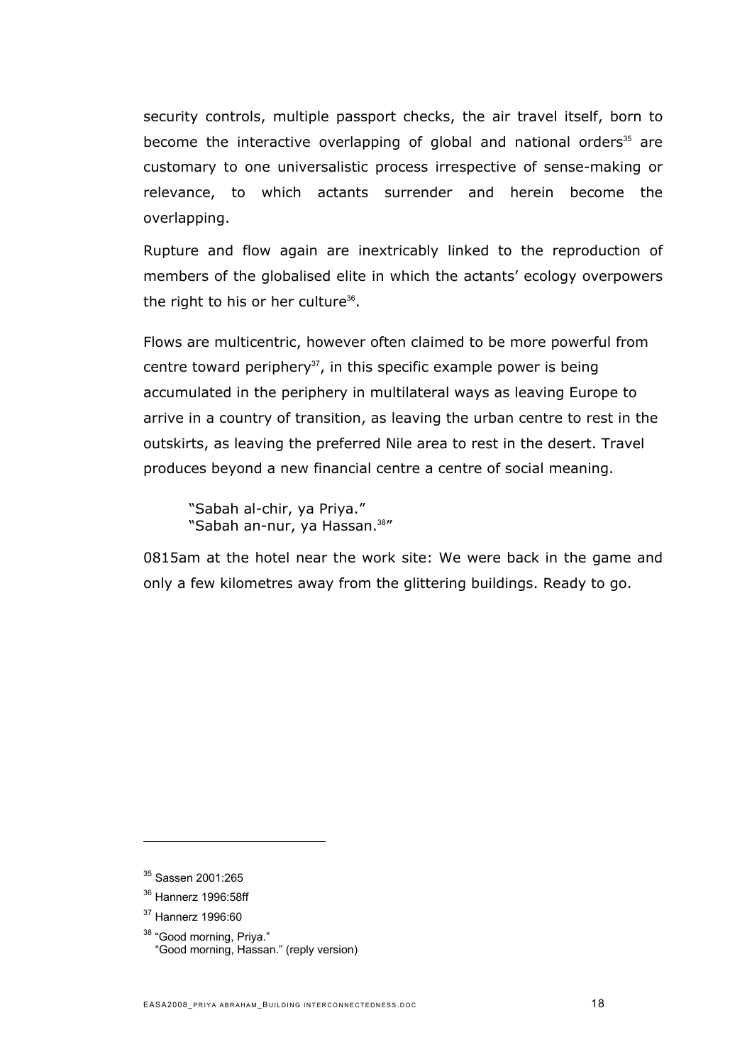security controls, multiple passport checks, the air travel itself, born to become the interactive overlapping of global and national orders[35] are customary to one universalistic process irrespective of sense-making or relevance, to which actants surrender and herein become the overlapping.

Rupture and flow again are inextricably linked to the reproduction of members of the globalised elite in which the actants' ecology overpowers the right to his or her culture[36].

Flows are multicentric, however often claimed to be more powerful from centre toward periphery[37], in this specific example power is being accumulated in the periphery in multilateral ways as leaving Europe to arrive in a country of transition, as leaving the urban centre to rest in the outskirts, as leaving the preferred Nile area to rest in the desert. Travel produces beyond a new financial centre a centre of social meaning.

> "Sabah al-chir, ya Priya."
> "Sabah an-nur, ya Hassan.[38]"

0815am at the hotel near the work site: We were back in the game and only a few kilometres away from the glittering buildings. Ready to go.

---

[35] Sassen 2001:265

[36] Hannerz 1996:58ff

[37] Hannerz 1996:60

[38] "Good morning, Priya."
"Good morning, Hassan." (reply version)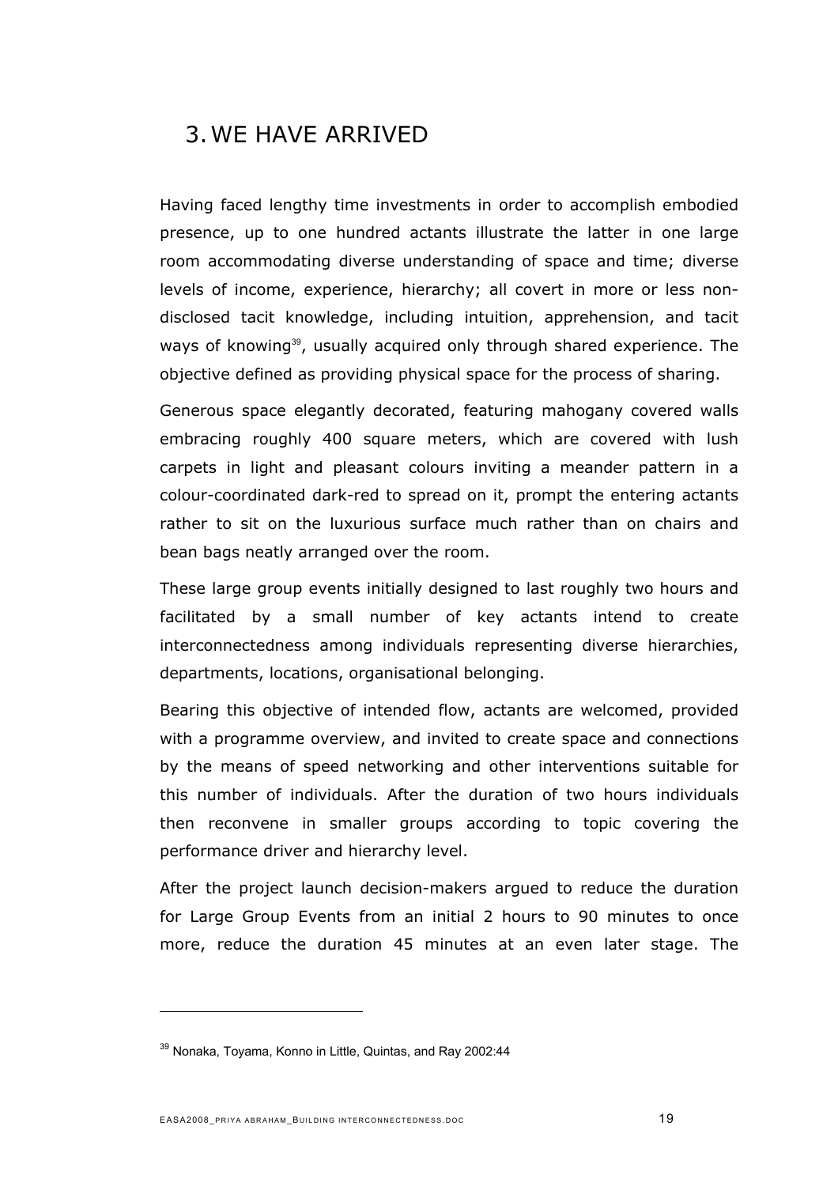## 3. WE HAVE ARRIVED

Having faced lengthy time investments in order to accomplish embodied presence, up to one hundred actants illustrate the latter in one large room accommodating diverse understanding of space and time; diverse levels of income, experience, hierarchy; all covert in more or less non-disclosed tacit knowledge, including intuition, apprehension, and tacit ways of knowing[39], usually acquired only through shared experience. The objective defined as providing physical space for the process of sharing.

Generous space elegantly decorated, featuring mahogany covered walls embracing roughly 400 square meters, which are covered with lush carpets in light and pleasant colours inviting a meander pattern in a colour-coordinated dark-red to spread on it, prompt the entering actants rather to sit on the luxurious surface much rather than on chairs and bean bags neatly arranged over the room.

These large group events initially designed to last roughly two hours and facilitated by a small number of key actants intend to create interconnectedness among individuals representing diverse hierarchies, departments, locations, organisational belonging.

Bearing this objective of intended flow, actants are welcomed, provided with a programme overview, and invited to create space and connections by the means of speed networking and other interventions suitable for this number of individuals. After the duration of two hours individuals then reconvene in smaller groups according to topic covering the performance driver and hierarchy level.

After the project launch decision-makers argued to reduce the duration for Large Group Events from an initial 2 hours to 90 minutes to once more, reduce the duration 45 minutes at an even later stage. The

---

[39] Nonaka, Toyama, Konno in Little, Quintas, and Ray 2002:44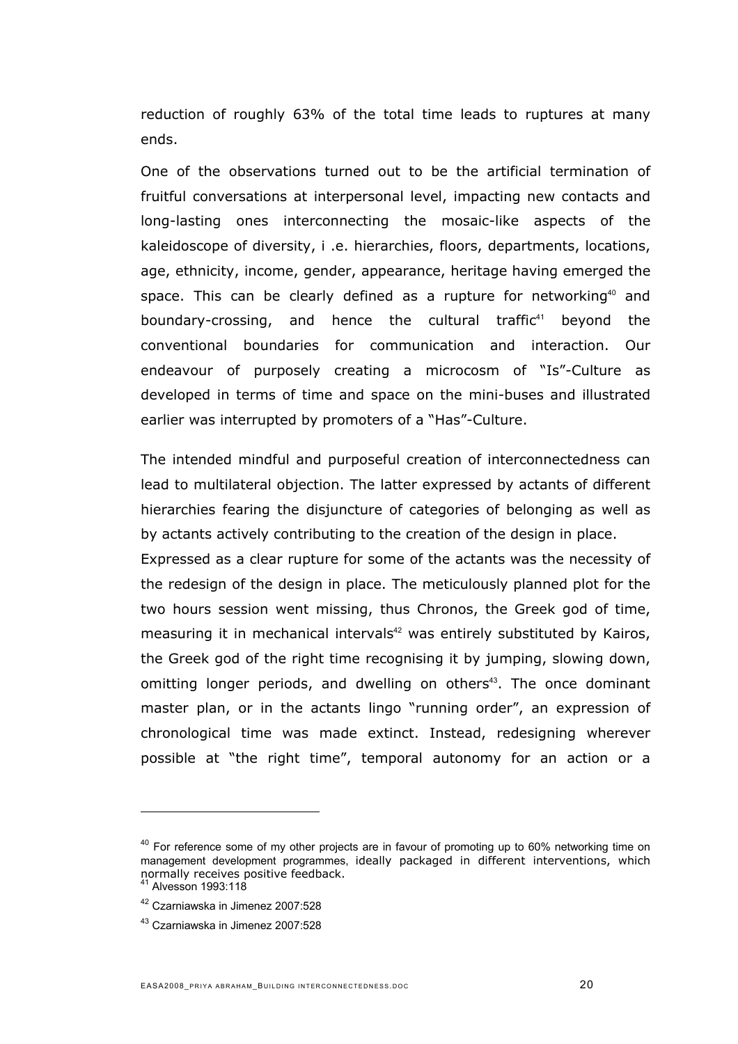reduction of roughly 63% of the total time leads to ruptures at many ends.

One of the observations turned out to be the artificial termination of fruitful conversations at interpersonal level, impacting new contacts and long-lasting ones interconnecting the mosaic-like aspects of the kaleidoscope of diversity, i .e. hierarchies, floors, departments, locations, age, ethnicity, income, gender, appearance, heritage having emerged the space. This can be clearly defined as a rupture for networking[40] and boundary-crossing, and hence the cultural traffic[41] beyond the conventional boundaries for communication and interaction. Our endeavour of purposely creating a microcosm of "Is"-Culture as developed in terms of time and space on the mini-buses and illustrated earlier was interrupted by promoters of a "Has"-Culture.

The intended mindful and purposeful creation of interconnectedness can lead to multilateral objection. The latter expressed by actants of different hierarchies fearing the disjuncture of categories of belonging as well as by actants actively contributing to the creation of the design in place.
Expressed as a clear rupture for some of the actants was the necessity of the redesign of the design in place. The meticulously planned plot for the two hours session went missing, thus Chronos, the Greek god of time, measuring it in mechanical intervals[42] was entirely substituted by Kairos, the Greek god of the right time recognising it by jumping, slowing down, omitting longer periods, and dwelling on others[43]. The once dominant master plan, or in the actants lingo "running order", an expression of chronological time was made extinct. Instead, redesigning wherever possible at "the right time", temporal autonomy for an action or a

---

[40] For reference some of my other projects are in favour of promoting up to 60% networking time on management development programmes, ideally packaged in different interventions, which normally receives positive feedback.

[41] Alvesson 1993:118

[42] Czarniawska in Jimenez 2007:528

[43] Czarniawska in Jimenez 2007:528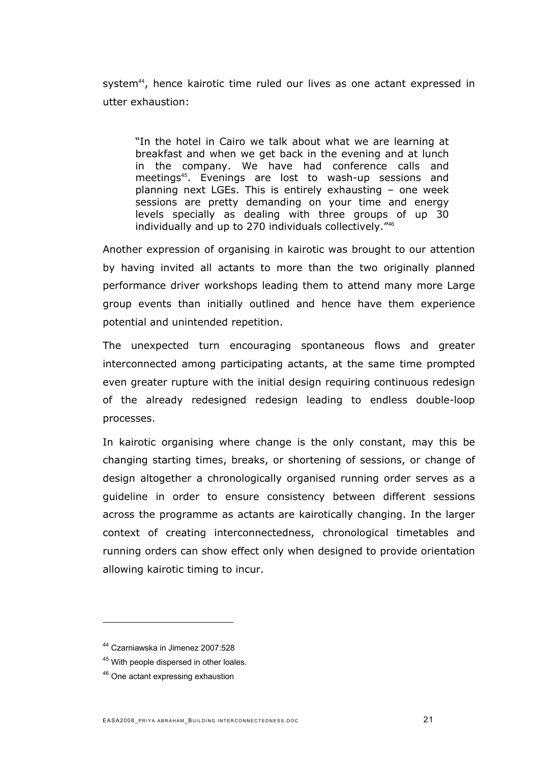system[44], hence kairotic time ruled our lives as one actant expressed in utter exhaustion:

> "In the hotel in Cairo we talk about what we are learning at breakfast and when we get back in the evening and at lunch in the company. We have had conference calls and meetings[45]. Evenings are lost to wash-up sessions and planning next LGEs. This is entirely exhausting – one week sessions are pretty demanding on your time and energy levels specially as dealing with three groups of up 30 individually and up to 270 individuals collectively."[46]

Another expression of organising in kairotic was brought to our attention by having invited all actants to more than the two originally planned performance driver workshops leading them to attend many more Large group events than initially outlined and hence have them experience potential and unintended repetition.

The unexpected turn encouraging spontaneous flows and greater interconnected among participating actants, at the same time prompted even greater rupture with the initial design requiring continuous redesign of the already redesigned redesign leading to endless double-loop processes.

In kairotic organising where change is the only constant, may this be changing starting times, breaks, or shortening of sessions, or change of design altogether a chronologically organised running order serves as a guideline in order to ensure consistency between different sessions across the programme as actants are kairotically changing. In the larger context of creating interconnectedness, chronological timetables and running orders can show effect only when designed to provide orientation allowing kairotic timing to incur.

---

[44] Czarniawska in Jimenez 2007:528

[45] With people dispersed in other loales.

[46] One actant expressing exhaustion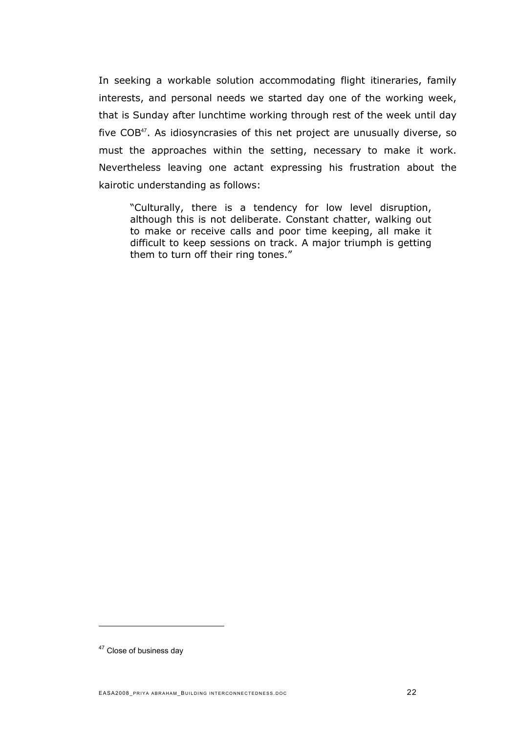In seeking a workable solution accommodating flight itineraries, family interests, and personal needs we started day one of the working week, that is Sunday after lunchtime working through rest of the week until day five COB[47]. As idiosyncrasies of this net project are unusually diverse, so must the approaches within the setting, necessary to make it work. Nevertheless leaving one actant expressing his frustration about the kairotic understanding as follows:

> "Culturally, there is a tendency for low level disruption, although this is not deliberate. Constant chatter, walking out to make or receive calls and poor time keeping, all make it difficult to keep sessions on track. A major triumph is getting them to turn off their ring tones."

---

[47] Close of business day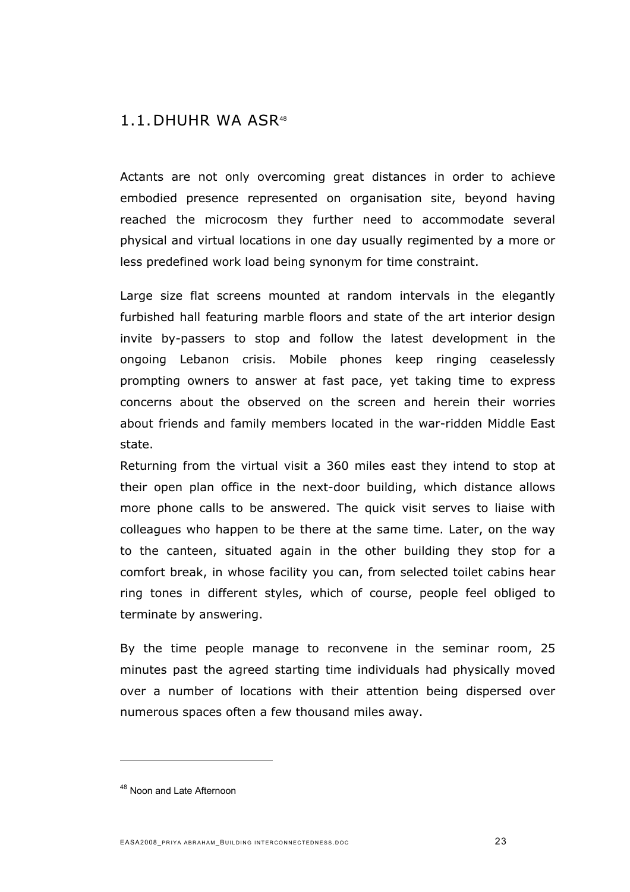## 1.1. DHUHR WA ASR[48]

Actants are not only overcoming great distances in order to achieve embodied presence represented on organisation site, beyond having reached the microcosm they further need to accommodate several physical and virtual locations in one day usually regimented by a more or less predefined work load being synonym for time constraint.

Large size flat screens mounted at random intervals in the elegantly furbished hall featuring marble floors and state of the art interior design invite by-passers to stop and follow the latest development in the ongoing Lebanon crisis. Mobile phones keep ringing ceaselessly prompting owners to answer at fast pace, yet taking time to express concerns about the observed on the screen and herein their worries about friends and family members located in the war-ridden Middle East state.

Returning from the virtual visit a 360 miles east they intend to stop at their open plan office in the next-door building, which distance allows more phone calls to be answered. The quick visit serves to liaise with colleagues who happen to be there at the same time. Later, on the way to the canteen, situated again in the other building they stop for a comfort break, in whose facility you can, from selected toilet cabins hear ring tones in different styles, which of course, people feel obliged to terminate by answering.

By the time people manage to reconvene in the seminar room, 25 minutes past the agreed starting time individuals had physically moved over a number of locations with their attention being dispersed over numerous spaces often a few thousand miles away.

---

[48] Noon and Late Afternoon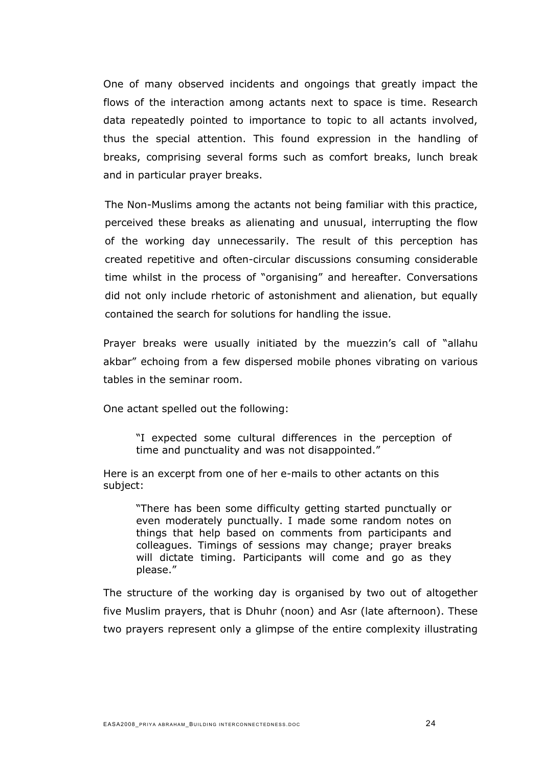One of many observed incidents and ongoings that greatly impact the flows of the interaction among actants next to space is time. Research data repeatedly pointed to importance to topic to all actants involved, thus the special attention. This found expression in the handling of breaks, comprising several forms such as comfort breaks, lunch break and in particular prayer breaks.

The Non-Muslims among the actants not being familiar with this practice, perceived these breaks as alienating and unusual, interrupting the flow of the working day unnecessarily. The result of this perception has created repetitive and often-circular discussions consuming considerable time whilst in the process of "organising" and hereafter. Conversations did not only include rhetoric of astonishment and alienation, but equally contained the search for solutions for handling the issue.

Prayer breaks were usually initiated by the muezzin's call of "allahu akbar" echoing from a few dispersed mobile phones vibrating on various tables in the seminar room.

One actant spelled out the following:

> "I expected some cultural differences in the perception of time and punctuality and was not disappointed."

Here is an excerpt from one of her e-mails to other actants on this subject:

> "There has been some difficulty getting started punctually or even moderately punctually. I made some random notes on things that help based on comments from participants and colleagues. Timings of sessions may change; prayer breaks will dictate timing. Participants will come and go as they please."

The structure of the working day is organised by two out of altogether five Muslim prayers, that is Dhuhr (noon) and Asr (late afternoon). These two prayers represent only a glimpse of the entire complexity illustrating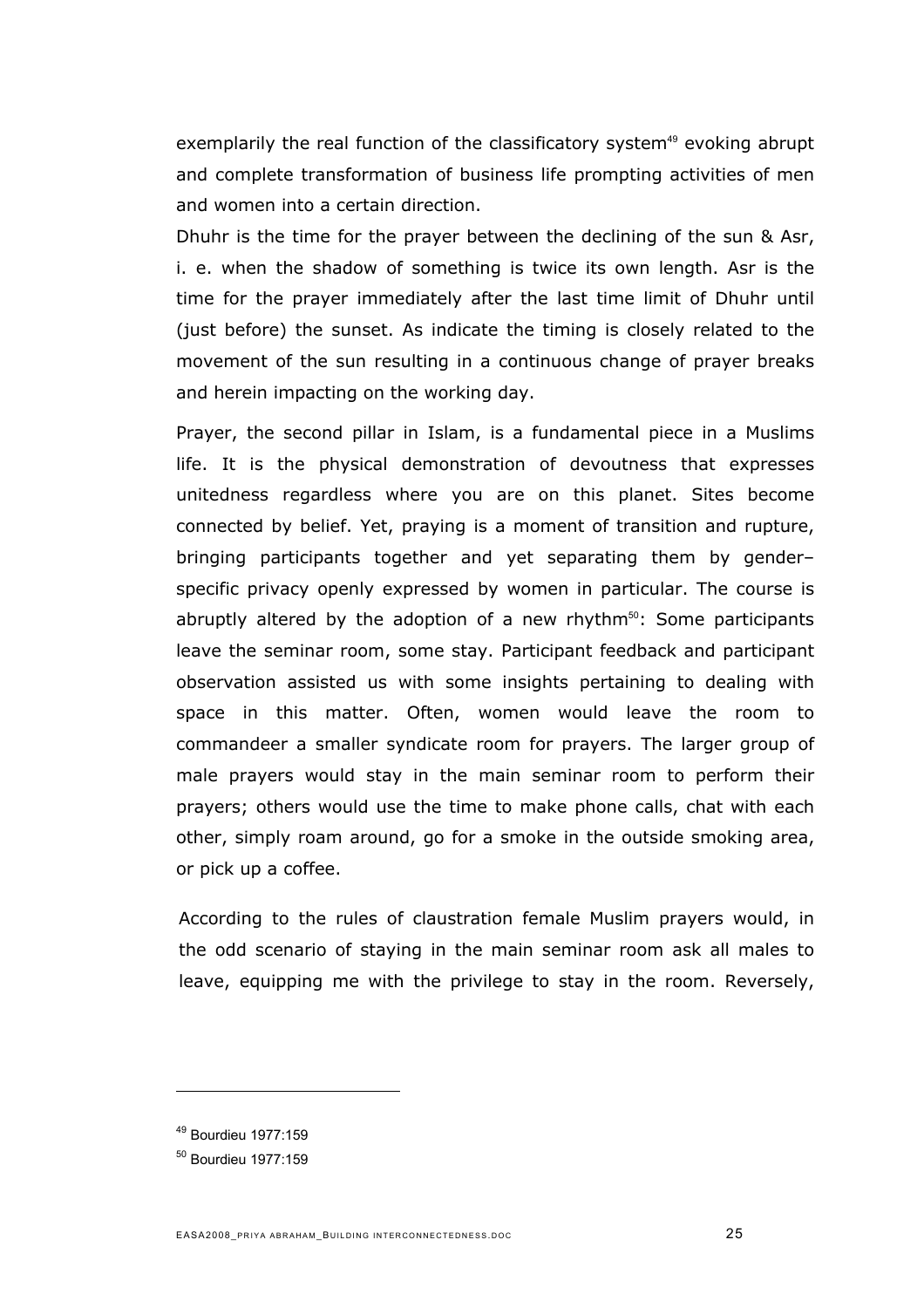exemplarily the real function of the classificatory system[49] evoking abrupt and complete transformation of business life prompting activities of men and women into a certain direction.

Dhuhr is the time for the prayer between the declining of the sun & Asr, i. e. when the shadow of something is twice its own length. Asr is the time for the prayer immediately after the last time limit of Dhuhr until (just before) the sunset. As indicate the timing is closely related to the movement of the sun resulting in a continuous change of prayer breaks and herein impacting on the working day.

Prayer, the second pillar in Islam, is a fundamental piece in a Muslims life. It is the physical demonstration of devoutness that expresses unitedness regardless where you are on this planet. Sites become connected by belief. Yet, praying is a moment of transition and rupture, bringing participants together and yet separating them by gender–specific privacy openly expressed by women in particular. The course is abruptly altered by the adoption of a new rhythm[50]: Some participants leave the seminar room, some stay. Participant feedback and participant observation assisted us with some insights pertaining to dealing with space in this matter. Often, women would leave the room to commandeer a smaller syndicate room for prayers. The larger group of male prayers would stay in the main seminar room to perform their prayers; others would use the time to make phone calls, chat with each other, simply roam around, go for a smoke in the outside smoking area, or pick up a coffee.

According to the rules of claustration female Muslim prayers would, in the odd scenario of staying in the main seminar room ask all males to leave, equipping me with the privilege to stay in the room. Reversely,

---

[49] Bourdieu 1977:159

[50] Bourdieu 1977:159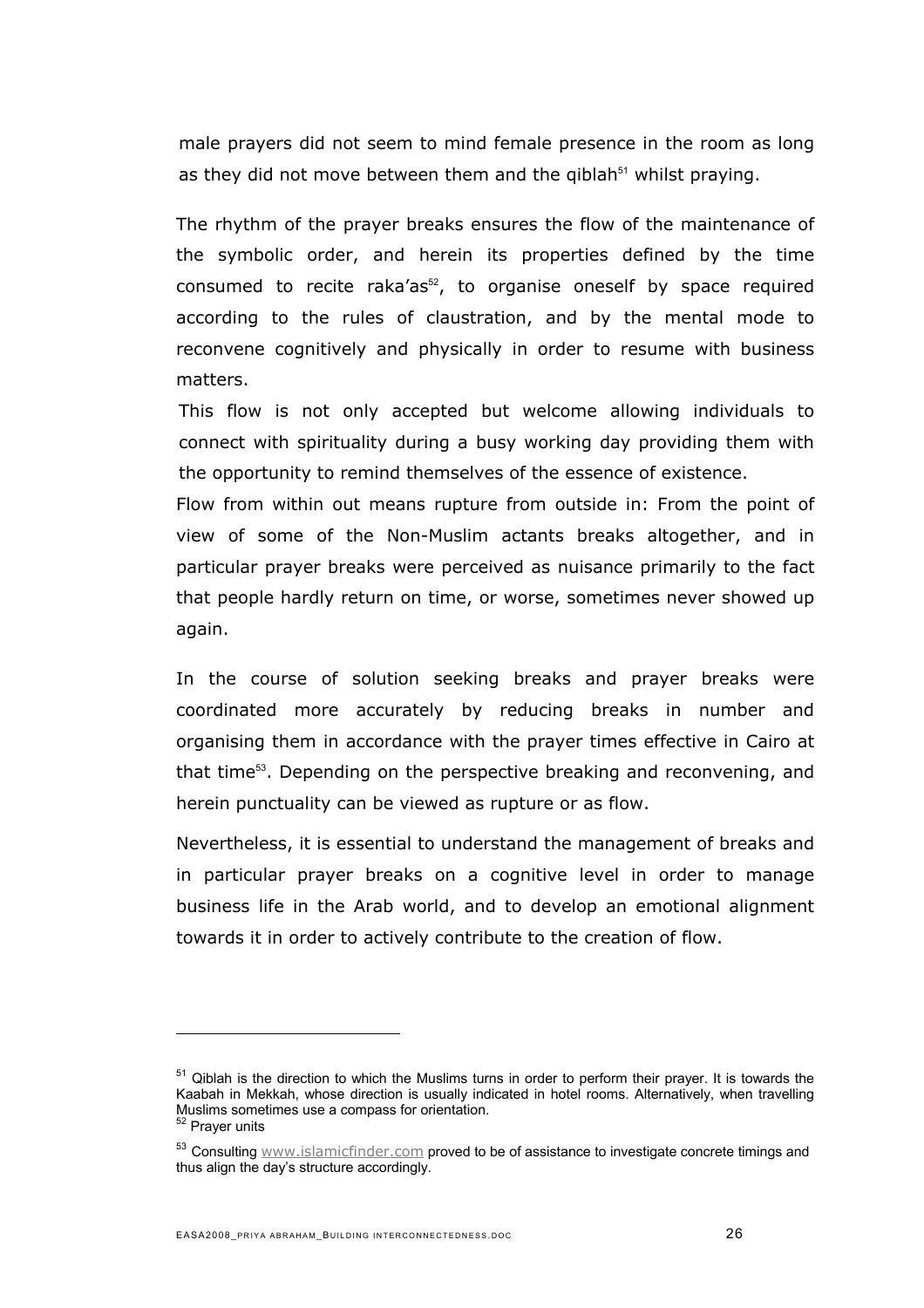male prayers did not seem to mind female presence in the room as long as they did not move between them and the qiblah[51] whilst praying.

The rhythm of the prayer breaks ensures the flow of the maintenance of the symbolic order, and herein its properties defined by the time consumed to recite raka'as[52], to organise oneself by space required according to the rules of claustration, and by the mental mode to reconvene cognitively and physically in order to resume with business matters.

This flow is not only accepted but welcome allowing individuals to connect with spirituality during a busy working day providing them with the opportunity to remind themselves of the essence of existence.

Flow from within out means rupture from outside in: From the point of view of some of the Non-Muslim actants breaks altogether, and in particular prayer breaks were perceived as nuisance primarily to the fact that people hardly return on time, or worse, sometimes never showed up again.

In the course of solution seeking breaks and prayer breaks were coordinated more accurately by reducing breaks in number and organising them in accordance with the prayer times effective in Cairo at that time[53]. Depending on the perspective breaking and reconvening, and herein punctuality can be viewed as rupture or as flow.

Nevertheless, it is essential to understand the management of breaks and in particular prayer breaks on a cognitive level in order to manage business life in the Arab world, and to develop an emotional alignment towards it in order to actively contribute to the creation of flow.

---

[51] Qiblah is the direction to which the Muslims turns in order to perform their prayer. It is towards the Kaabah in Mekkah, whose direction is usually indicated in hotel rooms. Alternatively, when travelling Muslims sometimes use a compass for orientation.

[52] Prayer units

[53] Consulting www.islamicfinder.com proved to be of assistance to investigate concrete timings and thus align the day's structure accordingly.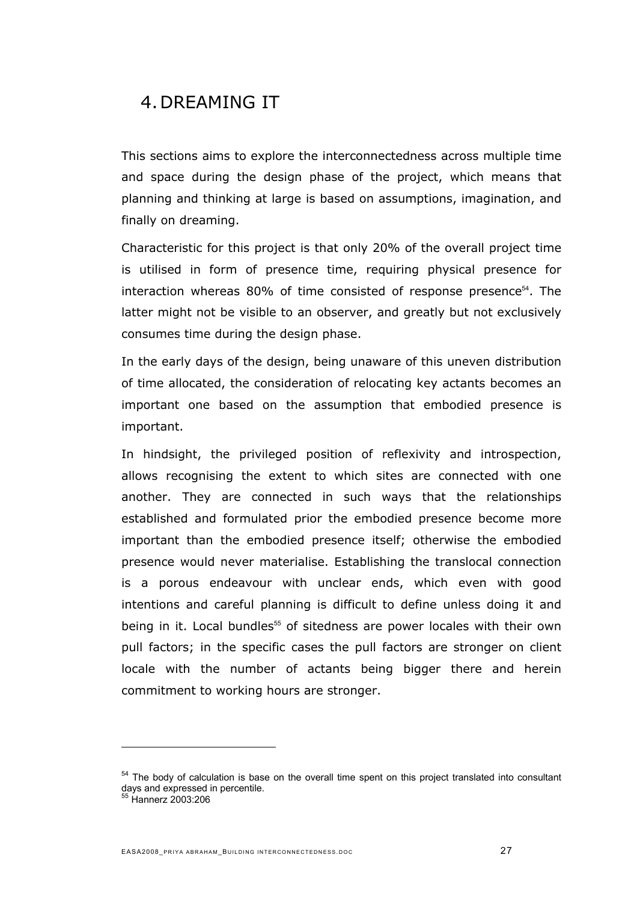# 4. DREAMING IT

This sections aims to explore the interconnectedness across multiple time and space during the design phase of the project, which means that planning and thinking at large is based on assumptions, imagination, and finally on dreaming.

Characteristic for this project is that only 20% of the overall project time is utilised in form of presence time, requiring physical presence for interaction whereas 80% of time consisted of response presence[54]. The latter might not be visible to an observer, and greatly but not exclusively consumes time during the design phase.

In the early days of the design, being unaware of this uneven distribution of time allocated, the consideration of relocating key actants becomes an important one based on the assumption that embodied presence is important.

In hindsight, the privileged position of reflexivity and introspection, allows recognising the extent to which sites are connected with one another. They are connected in such ways that the relationships established and formulated prior the embodied presence become more important than the embodied presence itself; otherwise the embodied presence would never materialise. Establishing the translocal connection is a porous endeavour with unclear ends, which even with good intentions and careful planning is difficult to define unless doing it and being in it. Local bundles[55] of sitedness are power locales with their own pull factors; in the specific cases the pull factors are stronger on client locale with the number of actants being bigger there and herein commitment to working hours are stronger.

---

[54] The body of calculation is base on the overall time spent on this project translated into consultant days and expressed in percentile.

[55] Hannerz 2003:206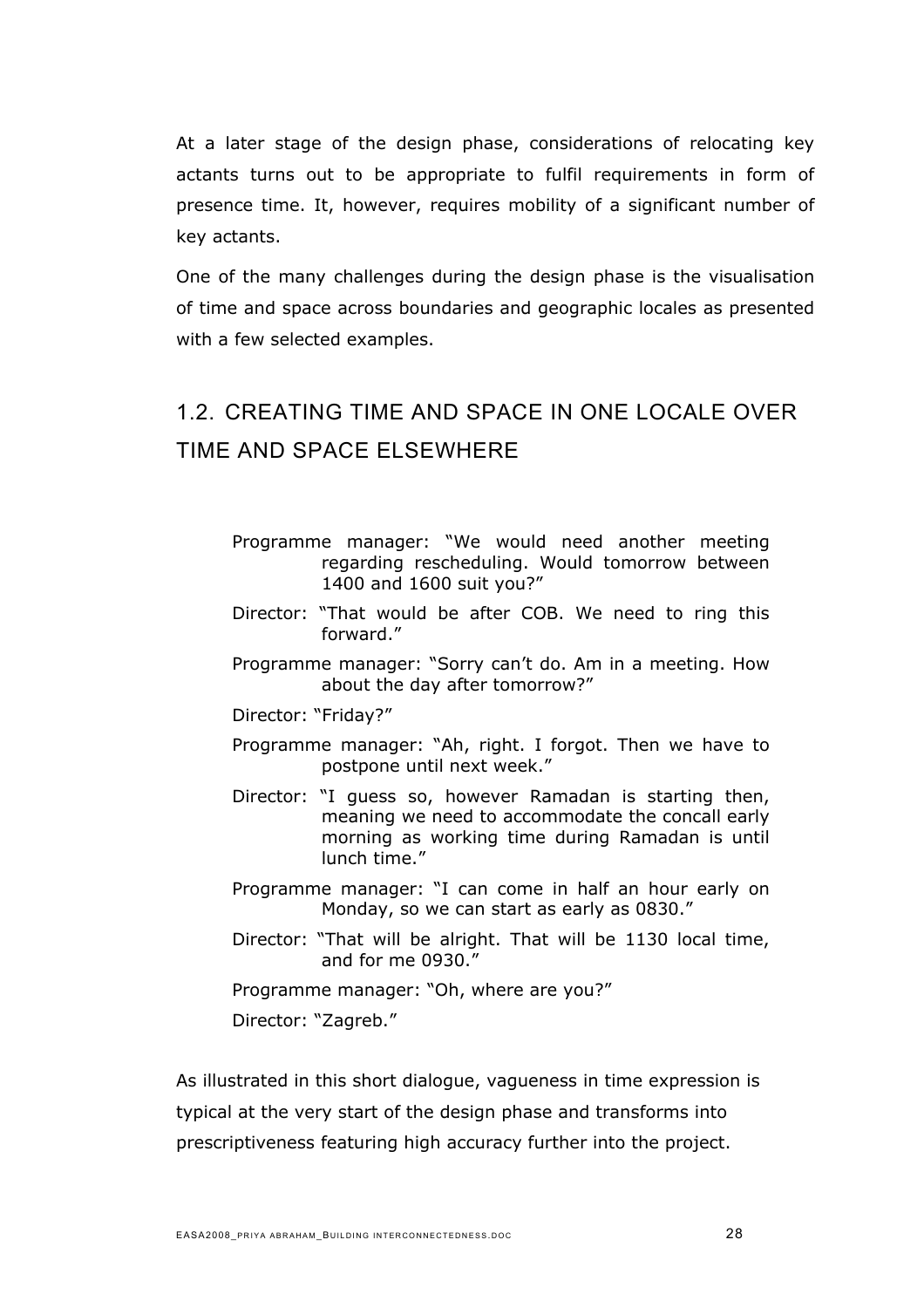At a later stage of the design phase, considerations of relocating key actants turns out to be appropriate to fulfil requirements in form of presence time. It, however, requires mobility of a significant number of key actants.

One of the many challenges during the design phase is the visualisation of time and space across boundaries and geographic locales as presented with a few selected examples.

## 1.2. CREATING TIME AND SPACE IN ONE LOCALE OVER TIME AND SPACE ELSEWHERE

> Programme manager: "We would need another meeting regarding rescheduling. Would tomorrow between 1400 and 1600 suit you?"
>
> Director: "That would be after COB. We need to ring this forward."
>
> Programme manager: "Sorry can't do. Am in a meeting. How about the day after tomorrow?"
>
> Director: "Friday?"
>
> Programme manager: "Ah, right. I forgot. Then we have to postpone until next week."
>
> Director: "I guess so, however Ramadan is starting then, meaning we need to accommodate the concall early morning as working time during Ramadan is until lunch time."
>
> Programme manager: "I can come in half an hour early on Monday, so we can start as early as 0830."
>
> Director: "That will be alright. That will be 1130 local time, and for me 0930."
>
> Programme manager: "Oh, where are you?"
>
> Director: "Zagreb."

As illustrated in this short dialogue, vagueness in time expression is typical at the very start of the design phase and transforms into prescriptiveness featuring high accuracy further into the project.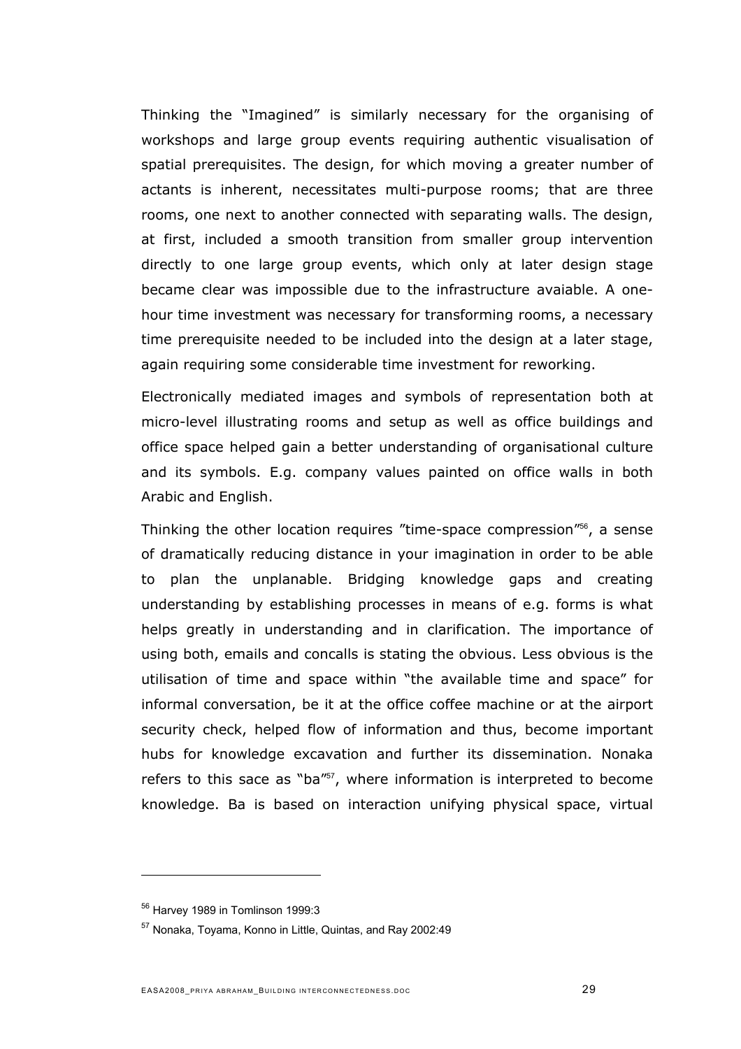Thinking the "Imagined" is similarly necessary for the organising of workshops and large group events requiring authentic visualisation of spatial prerequisites. The design, for which moving a greater number of actants is inherent, necessitates multi-purpose rooms; that are three rooms, one next to another connected with separating walls. The design, at first, included a smooth transition from smaller group intervention directly to one large group events, which only at later design stage became clear was impossible due to the infrastructure avaiable. A one-hour time investment was necessary for transforming rooms, a necessary time prerequisite needed to be included into the design at a later stage, again requiring some considerable time investment for reworking.

Electronically mediated images and symbols of representation both at micro-level illustrating rooms and setup as well as office buildings and office space helped gain a better understanding of organisational culture and its symbols. E.g. company values painted on office walls in both Arabic and English.

Thinking the other location requires "time-space compression"[56], a sense of dramatically reducing distance in your imagination in order to be able to plan the unplanable. Bridging knowledge gaps and creating understanding by establishing processes in means of e.g. forms is what helps greatly in understanding and in clarification. The importance of using both, emails and concalls is stating the obvious. Less obvious is the utilisation of time and space within "the available time and space" for informal conversation, be it at the office coffee machine or at the airport security check, helped flow of information and thus, become important hubs for knowledge excavation and further its dissemination. Nonaka refers to this sace as "ba"[57], where information is interpreted to become knowledge. Ba is based on interaction unifying physical space, virtual

---

[56] Harvey 1989 in Tomlinson 1999:3

[57] Nonaka, Toyama, Konno in Little, Quintas, and Ray 2002:49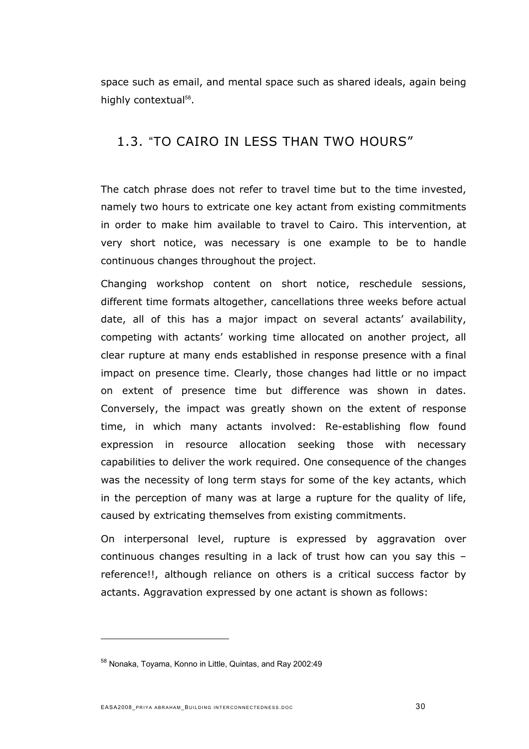space such as email, and mental space such as shared ideals, again being highly contextual[58].

## 1.3. "TO CAIRO IN LESS THAN TWO HOURS"

The catch phrase does not refer to travel time but to the time invested, namely two hours to extricate one key actant from existing commitments in order to make him available to travel to Cairo. This intervention, at very short notice, was necessary is one example to be to handle continuous changes throughout the project.

Changing workshop content on short notice, reschedule sessions, different time formats altogether, cancellations three weeks before actual date, all of this has a major impact on several actants' availability, competing with actants' working time allocated on another project, all clear rupture at many ends established in response presence with a final impact on presence time. Clearly, those changes had little or no impact on extent of presence time but difference was shown in dates. Conversely, the impact was greatly shown on the extent of response time, in which many actants involved: Re-establishing flow found expression in resource allocation seeking those with necessary capabilities to deliver the work required. One consequence of the changes was the necessity of long term stays for some of the key actants, which in the perception of many was at large a rupture for the quality of life, caused by extricating themselves from existing commitments.

On interpersonal level, rupture is expressed by aggravation over continuous changes resulting in a lack of trust how can you say this – reference!!, although reliance on others is a critical success factor by actants. Aggravation expressed by one actant is shown as follows:

---

[58] Nonaka, Toyama, Konno in Little, Quintas, and Ray 2002:49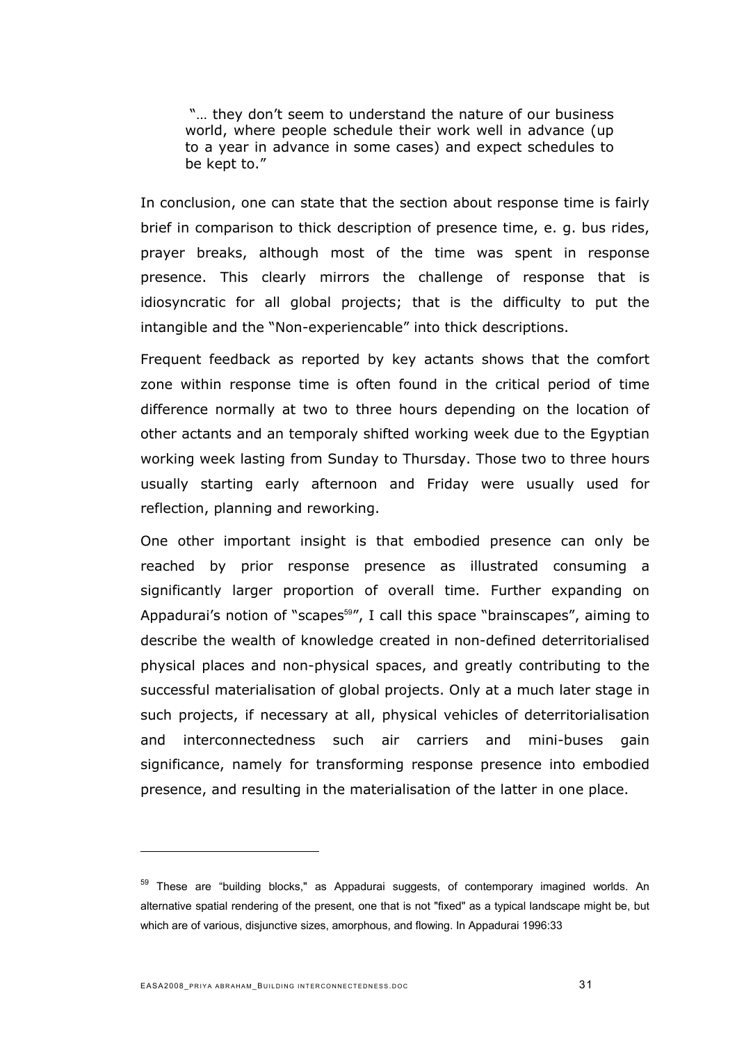> "… they don't seem to understand the nature of our business world, where people schedule their work well in advance (up to a year in advance in some cases) and expect schedules to be kept to."

In conclusion, one can state that the section about response time is fairly brief in comparison to thick description of presence time, e. g. bus rides, prayer breaks, although most of the time was spent in response presence. This clearly mirrors the challenge of response that is idiosyncratic for all global projects; that is the difficulty to put the intangible and the "Non-experiencable" into thick descriptions.

Frequent feedback as reported by key actants shows that the comfort zone within response time is often found in the critical period of time difference normally at two to three hours depending on the location of other actants and an temporaly shifted working week due to the Egyptian working week lasting from Sunday to Thursday. Those two to three hours usually starting early afternoon and Friday were usually used for reflection, planning and reworking.

One other important insight is that embodied presence can only be reached by prior response presence as illustrated consuming a significantly larger proportion of overall time. Further expanding on Appadurai's notion of "scapes[59]", I call this space "brainscapes", aiming to describe the wealth of knowledge created in non-defined deterritorialised physical places and non-physical spaces, and greatly contributing to the successful materialisation of global projects. Only at a much later stage in such projects, if necessary at all, physical vehicles of deterritorialisation and interconnectedness such air carriers and mini-buses gain significance, namely for transforming response presence into embodied presence, and resulting in the materialisation of the latter in one place.

---

[59] These are "building blocks," as Appadurai suggests, of contemporary imagined worlds. An alternative spatial rendering of the present, one that is not "fixed" as a typical landscape might be, but which are of various, disjunctive sizes, amorphous, and flowing. In Appadurai 1996:33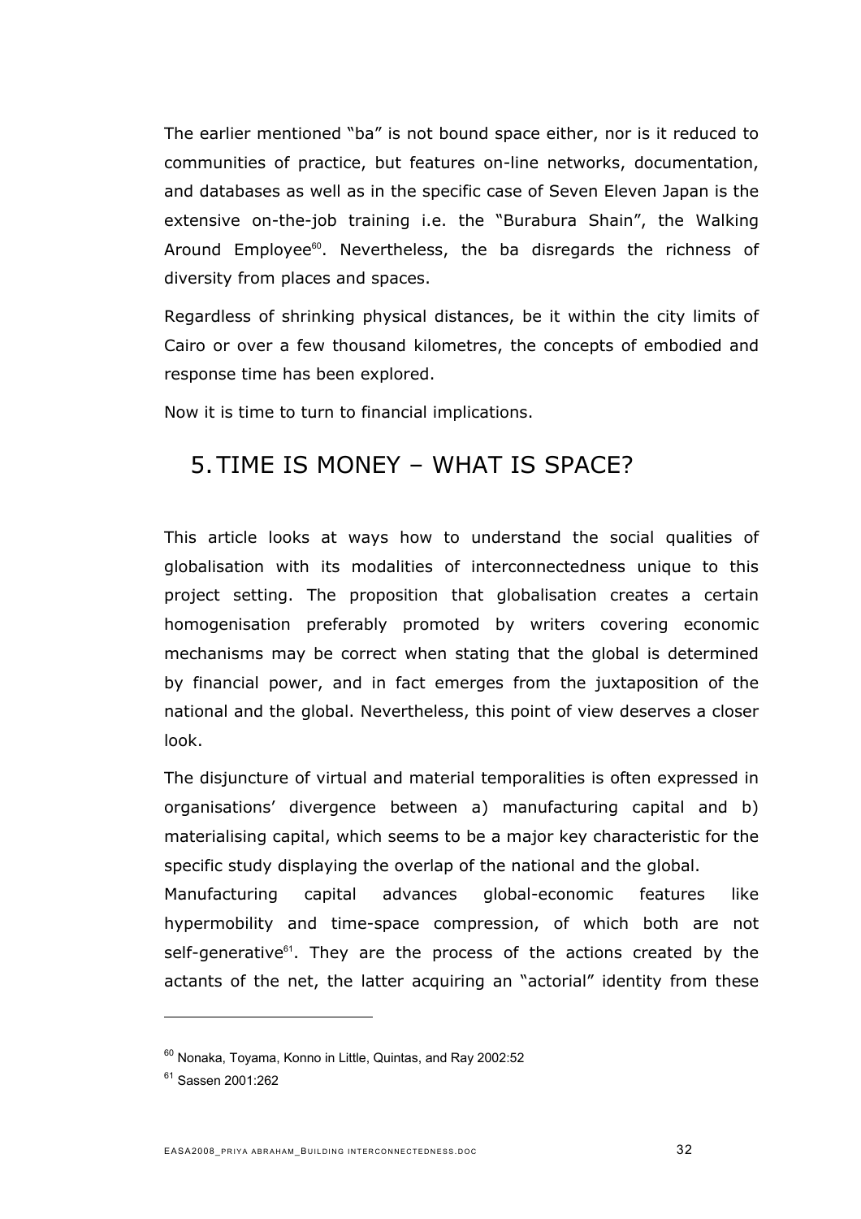The earlier mentioned "ba" is not bound space either, nor is it reduced to communities of practice, but features on-line networks, documentation, and databases as well as in the specific case of Seven Eleven Japan is the extensive on-the-job training i.e. the "Burabura Shain", the Walking Around Employee[60]. Nevertheless, the ba disregards the richness of diversity from places and spaces.

Regardless of shrinking physical distances, be it within the city limits of Cairo or over a few thousand kilometres, the concepts of embodied and response time has been explored.

Now it is time to turn to financial implications.

# 5. TIME IS MONEY – WHAT IS SPACE?

This article looks at ways how to understand the social qualities of globalisation with its modalities of interconnectedness unique to this project setting. The proposition that globalisation creates a certain homogenisation preferably promoted by writers covering economic mechanisms may be correct when stating that the global is determined by financial power, and in fact emerges from the juxtaposition of the national and the global. Nevertheless, this point of view deserves a closer look.

The disjuncture of virtual and material temporalities is often expressed in organisations' divergence between a) manufacturing capital and b) materialising capital, which seems to be a major key characteristic for the specific study displaying the overlap of the national and the global.
Manufacturing capital advances global-economic features like hypermobility and time-space compression, of which both are not self-generative[61]. They are the process of the actions created by the actants of the net, the latter acquiring an "actorial" identity from these

---

[60] Nonaka, Toyama, Konno in Little, Quintas, and Ray 2002:52

[61] Sassen 2001:262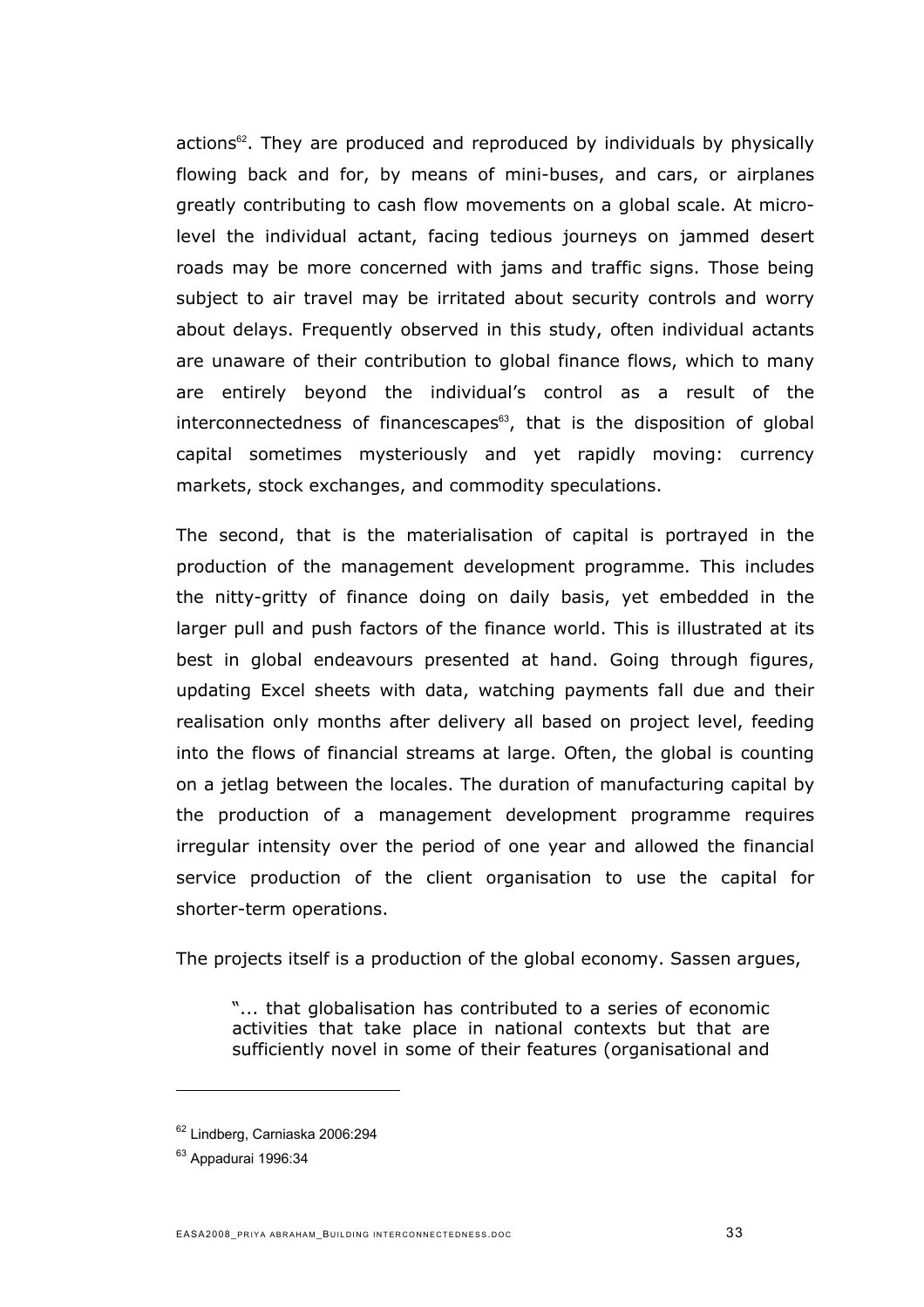actions[62]. They are produced and reproduced by individuals by physically flowing back and for, by means of mini-buses, and cars, or airplanes greatly contributing to cash flow movements on a global scale. At micro-level the individual actant, facing tedious journeys on jammed desert roads may be more concerned with jams and traffic signs. Those being subject to air travel may be irritated about security controls and worry about delays. Frequently observed in this study, often individual actants are unaware of their contribution to global finance flows, which to many are entirely beyond the individual's control as a result of the interconnectedness of financescapes[63], that is the disposition of global capital sometimes mysteriously and yet rapidly moving: currency markets, stock exchanges, and commodity speculations.

The second, that is the materialisation of capital is portrayed in the production of the management development programme. This includes the nitty-gritty of finance doing on daily basis, yet embedded in the larger pull and push factors of the finance world. This is illustrated at its best in global endeavours presented at hand. Going through figures, updating Excel sheets with data, watching payments fall due and their realisation only months after delivery all based on project level, feeding into the flows of financial streams at large. Often, the global is counting on a jetlag between the locales. The duration of manufacturing capital by the production of a management development programme requires irregular intensity over the period of one year and allowed the financial service production of the client organisation to use the capital for shorter-term operations.

The projects itself is a production of the global economy. Sassen argues,

> "... that globalisation has contributed to a series of economic activities that take place in national contexts but that are sufficiently novel in some of their features (organisational and

---

[62] Lindberg, Carniaska 2006:294

[63] Appadurai 1996:34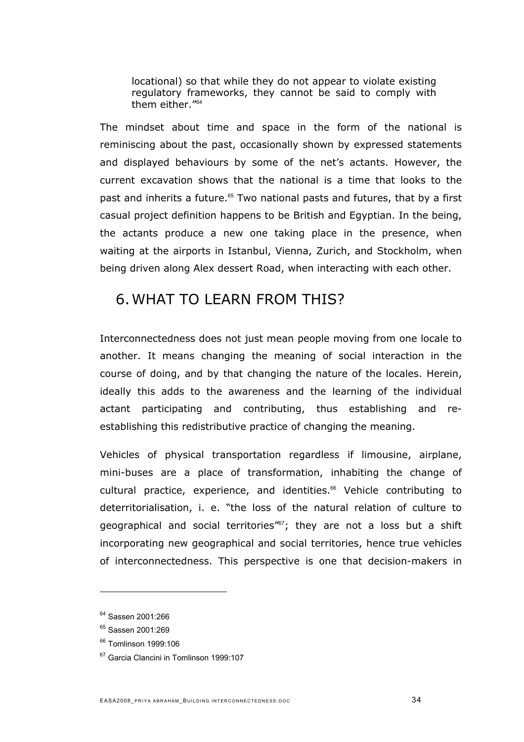> locational) so that while they do not appear to violate existing regulatory frameworks, they cannot be said to comply with them either."[64]

The mindset about time and space in the form of the national is reminiscing about the past, occasionally shown by expressed statements and displayed behaviours by some of the net's actants. However, the current excavation shows that the national is a time that looks to the past and inherits a future.[65] Two national pasts and futures, that by a first casual project definition happens to be British and Egyptian. In the being, the actants produce a new one taking place in the presence, when waiting at the airports in Istanbul, Vienna, Zurich, and Stockholm, when being driven along Alex dessert Road, when interacting with each other.

## 6. WHAT TO LEARN FROM THIS?

Interconnectedness does not just mean people moving from one locale to another. It means changing the meaning of social interaction in the course of doing, and by that changing the nature of the locales. Herein, ideally this adds to the awareness and the learning of the individual actant participating and contributing, thus establishing and re-establishing this redistributive practice of changing the meaning.

Vehicles of physical transportation regardless if limousine, airplane, mini-buses are a place of transformation, inhabiting the change of cultural practice, experience, and identities.[66] Vehicle contributing to deterritorialisation, i. e. "the loss of the natural relation of culture to geographical and social territories"[67]; they are not a loss but a shift incorporating new geographical and social territories, hence true vehicles of interconnectedness. This perspective is one that decision-makers in

---

[64] Sassen 2001:266

[65] Sassen 2001:269

[66] Tomlinson 1999:106

[67] Garcia Clancini in Tomlinson 1999:107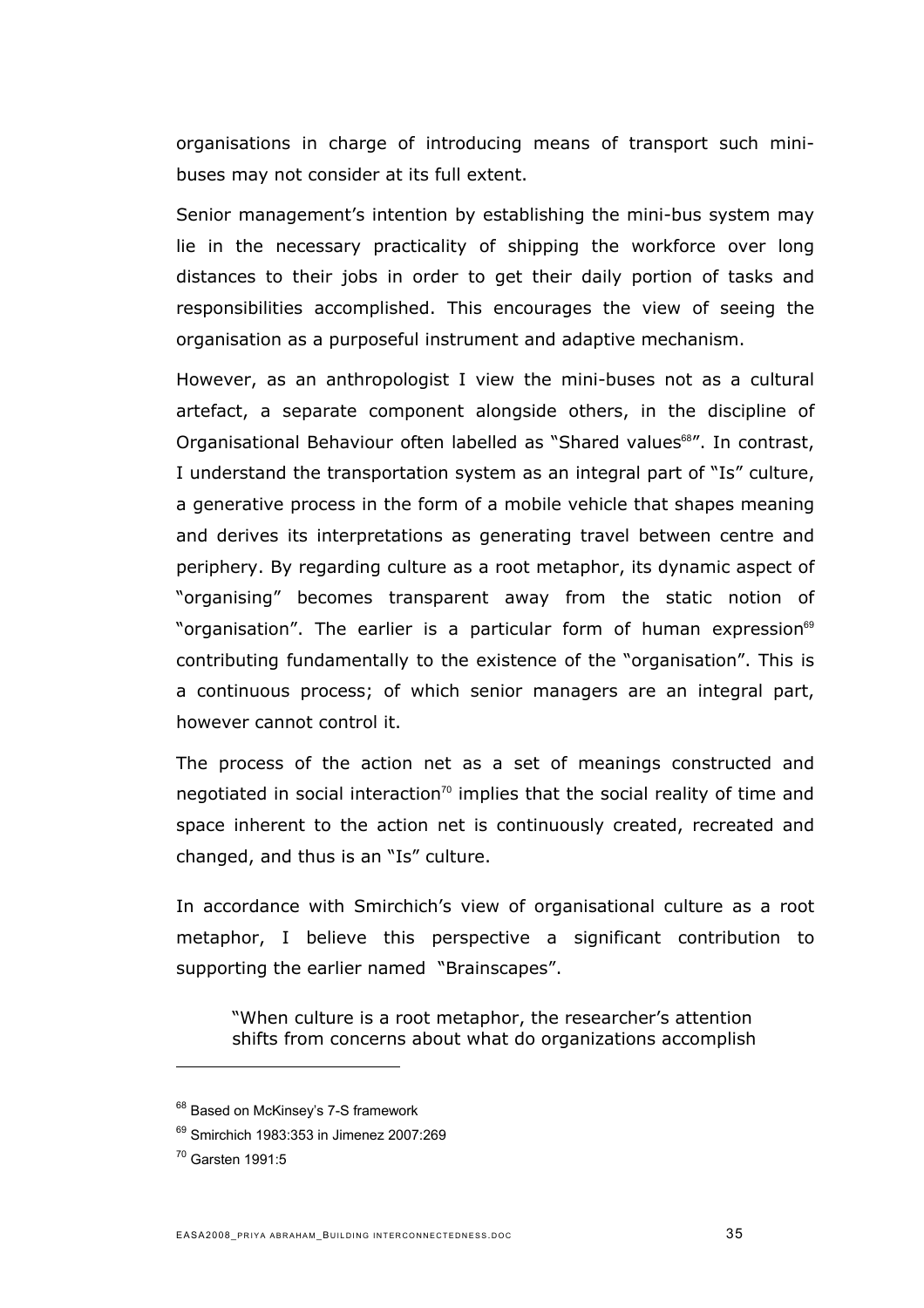organisations in charge of introducing means of transport such mini-buses may not consider at its full extent.

Senior management's intention by establishing the mini-bus system may lie in the necessary practicality of shipping the workforce over long distances to their jobs in order to get their daily portion of tasks and responsibilities accomplished. This encourages the view of seeing the organisation as a purposeful instrument and adaptive mechanism.

However, as an anthropologist I view the mini-buses not as a cultural artefact, a separate component alongside others, in the discipline of Organisational Behaviour often labelled as "Shared values[68]". In contrast, I understand the transportation system as an integral part of "Is" culture, a generative process in the form of a mobile vehicle that shapes meaning and derives its interpretations as generating travel between centre and periphery. By regarding culture as a root metaphor, its dynamic aspect of "organising" becomes transparent away from the static notion of "organisation". The earlier is a particular form of human expression[69] contributing fundamentally to the existence of the "organisation". This is a continuous process; of which senior managers are an integral part, however cannot control it.

The process of the action net as a set of meanings constructed and negotiated in social interaction[70] implies that the social reality of time and space inherent to the action net is continuously created, recreated and changed, and thus is an "Is" culture.

In accordance with Smirchich's view of organisational culture as a root metaphor, I believe this perspective a significant contribution to supporting the earlier named "Brainscapes".

> "When culture is a root metaphor, the researcher's attention shifts from concerns about what do organizations accomplish

---

[68] Based on McKinsey's 7-S framework

[69] Smirchich 1983:353 in Jimenez 2007:269

[70] Garsten 1991:5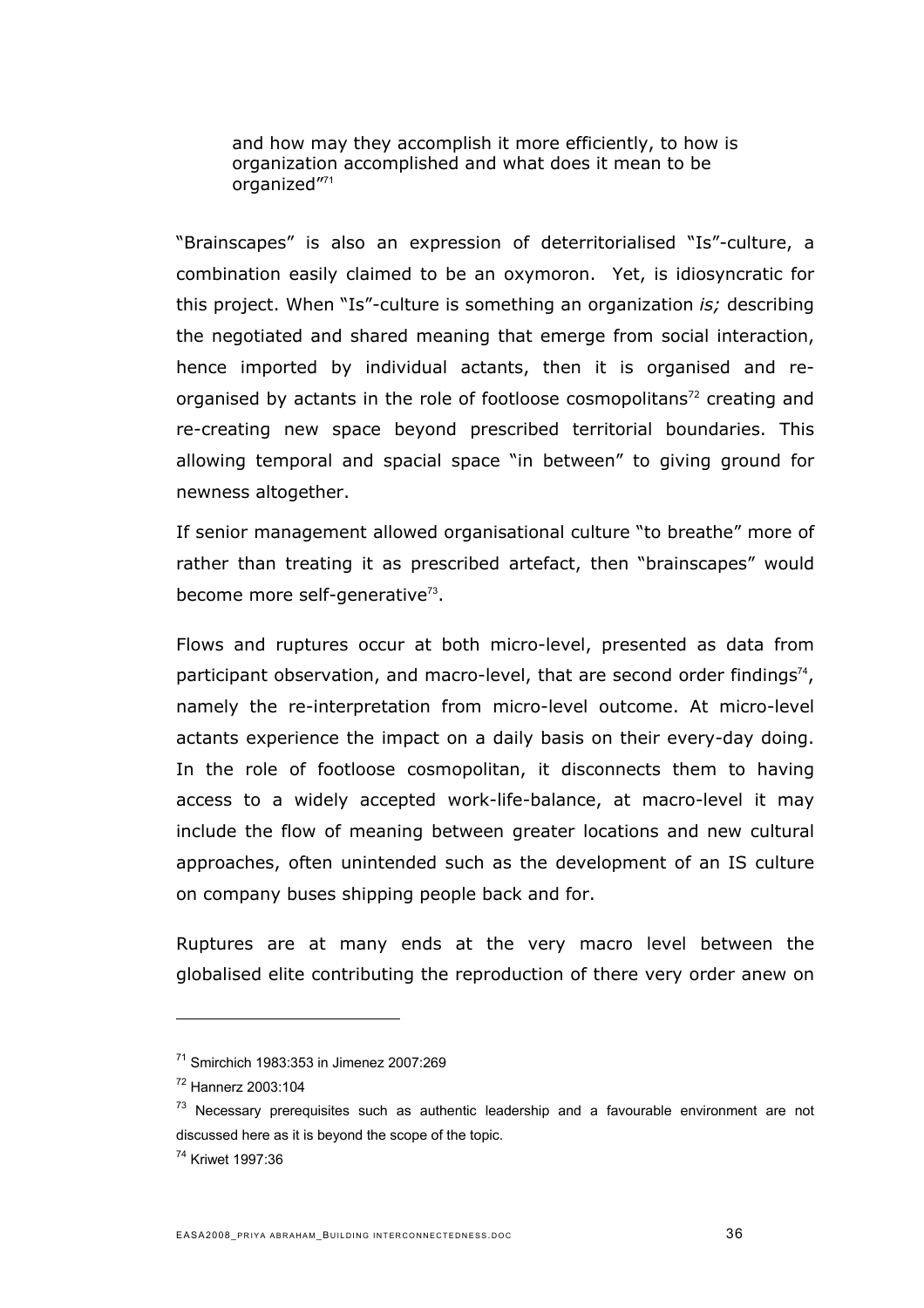> and how may they accomplish it more efficiently, to how is organization accomplished and what does it mean to be organized"[71]

"Brainscapes" is also an expression of deterritorialised "Is"-culture, a combination easily claimed to be an oxymoron. Yet, is idiosyncratic for this project. When "Is"-culture is something an organization *is;* describing the negotiated and shared meaning that emerge from social interaction, hence imported by individual actants, then it is organised and re-organised by actants in the role of footloose cosmopolitans[72] creating and re-creating new space beyond prescribed territorial boundaries. This allowing temporal and spacial space "in between" to giving ground for newness altogether.

If senior management allowed organisational culture "to breathe" more of rather than treating it as prescribed artefact, then "brainscapes" would become more self-generative[73].

Flows and ruptures occur at both micro-level, presented as data from participant observation, and macro-level, that are second order findings[74], namely the re-interpretation from micro-level outcome. At micro-level actants experience the impact on a daily basis on their every-day doing. In the role of footloose cosmopolitan, it disconnects them to having access to a widely accepted work-life-balance, at macro-level it may include the flow of meaning between greater locations and new cultural approaches, often unintended such as the development of an IS culture on company buses shipping people back and for.

Ruptures are at many ends at the very macro level between the globalised elite contributing the reproduction of there very order anew on

---

[71] Smirchich 1983:353 in Jimenez 2007:269

[72] Hannerz 2003:104

[73] Necessary prerequisites such as authentic leadership and a favourable environment are not discussed here as it is beyond the scope of the topic.

[74] Kriwet 1997:36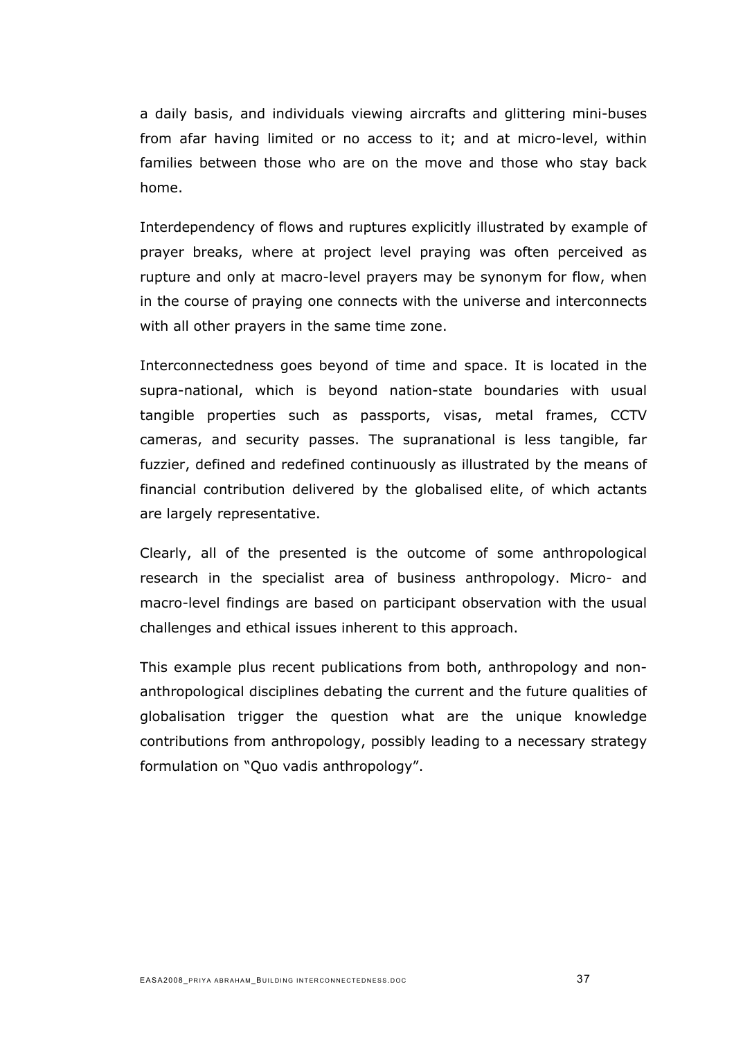a daily basis, and individuals viewing aircrafts and glittering mini-buses from afar having limited or no access to it; and at micro-level, within families between those who are on the move and those who stay back home.

Interdependency of flows and ruptures explicitly illustrated by example of prayer breaks, where at project level praying was often perceived as rupture and only at macro-level prayers may be synonym for flow, when in the course of praying one connects with the universe and interconnects with all other prayers in the same time zone.

Interconnectedness goes beyond of time and space. It is located in the supra-national, which is beyond nation-state boundaries with usual tangible properties such as passports, visas, metal frames, CCTV cameras, and security passes. The supranational is less tangible, far fuzzier, defined and redefined continuously as illustrated by the means of financial contribution delivered by the globalised elite, of which actants are largely representative.

Clearly, all of the presented is the outcome of some anthropological research in the specialist area of business anthropology. Micro- and macro-level findings are based on participant observation with the usual challenges and ethical issues inherent to this approach.

This example plus recent publications from both, anthropology and non-anthropological disciplines debating the current and the future qualities of globalisation trigger the question what are the unique knowledge contributions from anthropology, possibly leading to a necessary strategy formulation on "Quo vadis anthropology".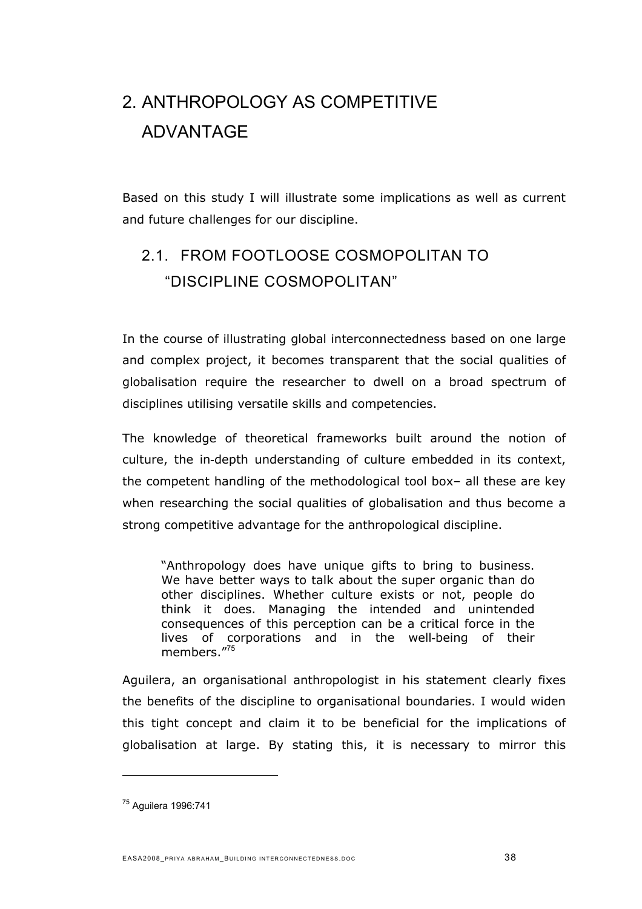# 2. ANTHROPOLOGY AS COMPETITIVE ADVANTAGE

Based on this study I will illustrate some implications as well as current and future challenges for our discipline.

## 2.1. FROM FOOTLOOSE COSMOPOLITAN TO "DISCIPLINE COSMOPOLITAN"

In the course of illustrating global interconnectedness based on one large and complex project, it becomes transparent that the social qualities of globalisation require the researcher to dwell on a broad spectrum of disciplines utilising versatile skills and competencies.

The knowledge of theoretical frameworks built around the notion of culture, the in-depth understanding of culture embedded in its context, the competent handling of the methodological tool box– all these are key when researching the social qualities of globalisation and thus become a strong competitive advantage for the anthropological discipline.

> "Anthropology does have unique gifts to bring to business. We have better ways to talk about the super organic than do other disciplines. Whether culture exists or not, people do think it does. Managing the intended and unintended consequences of this perception can be a critical force in the lives of corporations and in the well-being of their members."[75]

Aguilera, an organisational anthropologist in his statement clearly fixes the benefits of the discipline to organisational boundaries. I would widen this tight concept and claim it to be beneficial for the implications of globalisation at large. By stating this, it is necessary to mirror this

---

[75] Aguilera 1996:741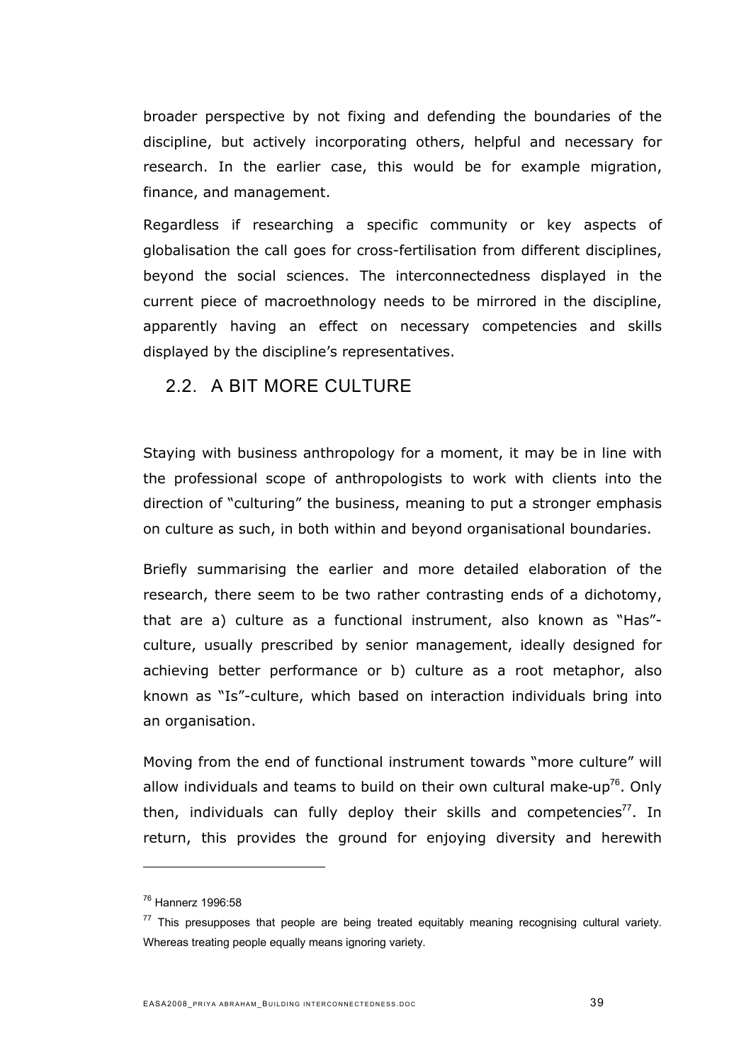broader perspective by not fixing and defending the boundaries of the discipline, but actively incorporating others, helpful and necessary for research. In the earlier case, this would be for example migration, finance, and management.

Regardless if researching a specific community or key aspects of globalisation the call goes for cross-fertilisation from different disciplines, beyond the social sciences. The interconnectedness displayed in the current piece of macroethnology needs to be mirrored in the discipline, apparently having an effect on necessary competencies and skills displayed by the discipline's representatives.

## 2.2. A BIT MORE CULTURE

Staying with business anthropology for a moment, it may be in line with the professional scope of anthropologists to work with clients into the direction of "culturing" the business, meaning to put a stronger emphasis on culture as such, in both within and beyond organisational boundaries.

Briefly summarising the earlier and more detailed elaboration of the research, there seem to be two rather contrasting ends of a dichotomy, that are a) culture as a functional instrument, also known as "Has"-culture, usually prescribed by senior management, ideally designed for achieving better performance or b) culture as a root metaphor, also known as "Is"-culture, which based on interaction individuals bring into an organisation.

Moving from the end of functional instrument towards "more culture" will allow individuals and teams to build on their own cultural make-up[76]. Only then, individuals can fully deploy their skills and competencies[77]. In return, this provides the ground for enjoying diversity and herewith

---

[76] Hannerz 1996:58

[77] This presupposes that people are being treated equitably meaning recognising cultural variety. Whereas treating people equally means ignoring variety.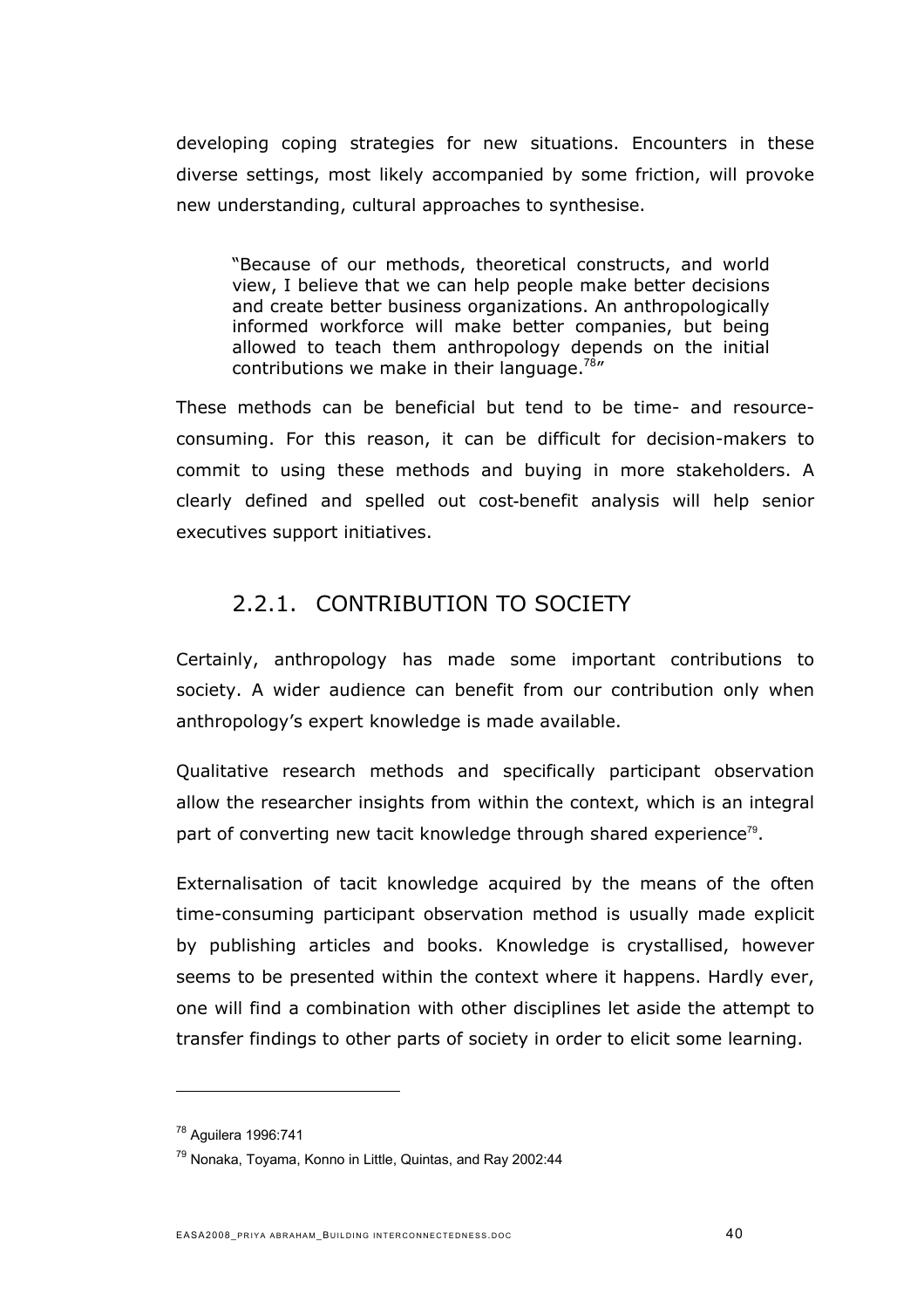developing coping strategies for new situations. Encounters in these diverse settings, most likely accompanied by some friction, will provoke new understanding, cultural approaches to synthesise.

> "Because of our methods, theoretical constructs, and world view, I believe that we can help people make better decisions and create better business organizations. An anthropologically informed workforce will make better companies, but being allowed to teach them anthropology depends on the initial contributions we make in their language.[78]"

These methods can be beneficial but tend to be time- and resource-consuming. For this reason, it can be difficult for decision-makers to commit to using these methods and buying in more stakeholders. A clearly defined and spelled out cost-benefit analysis will help senior executives support initiatives.

### 2.2.1. CONTRIBUTION TO SOCIETY

Certainly, anthropology has made some important contributions to society. A wider audience can benefit from our contribution only when anthropology's expert knowledge is made available.

Qualitative research methods and specifically participant observation allow the researcher insights from within the context, which is an integral part of converting new tacit knowledge through shared experience[79].

Externalisation of tacit knowledge acquired by the means of the often time-consuming participant observation method is usually made explicit by publishing articles and books. Knowledge is crystallised, however seems to be presented within the context where it happens. Hardly ever, one will find a combination with other disciplines let aside the attempt to transfer findings to other parts of society in order to elicit some learning.

---

[78] Aguilera 1996:741

[79] Nonaka, Toyama, Konno in Little, Quintas, and Ray 2002:44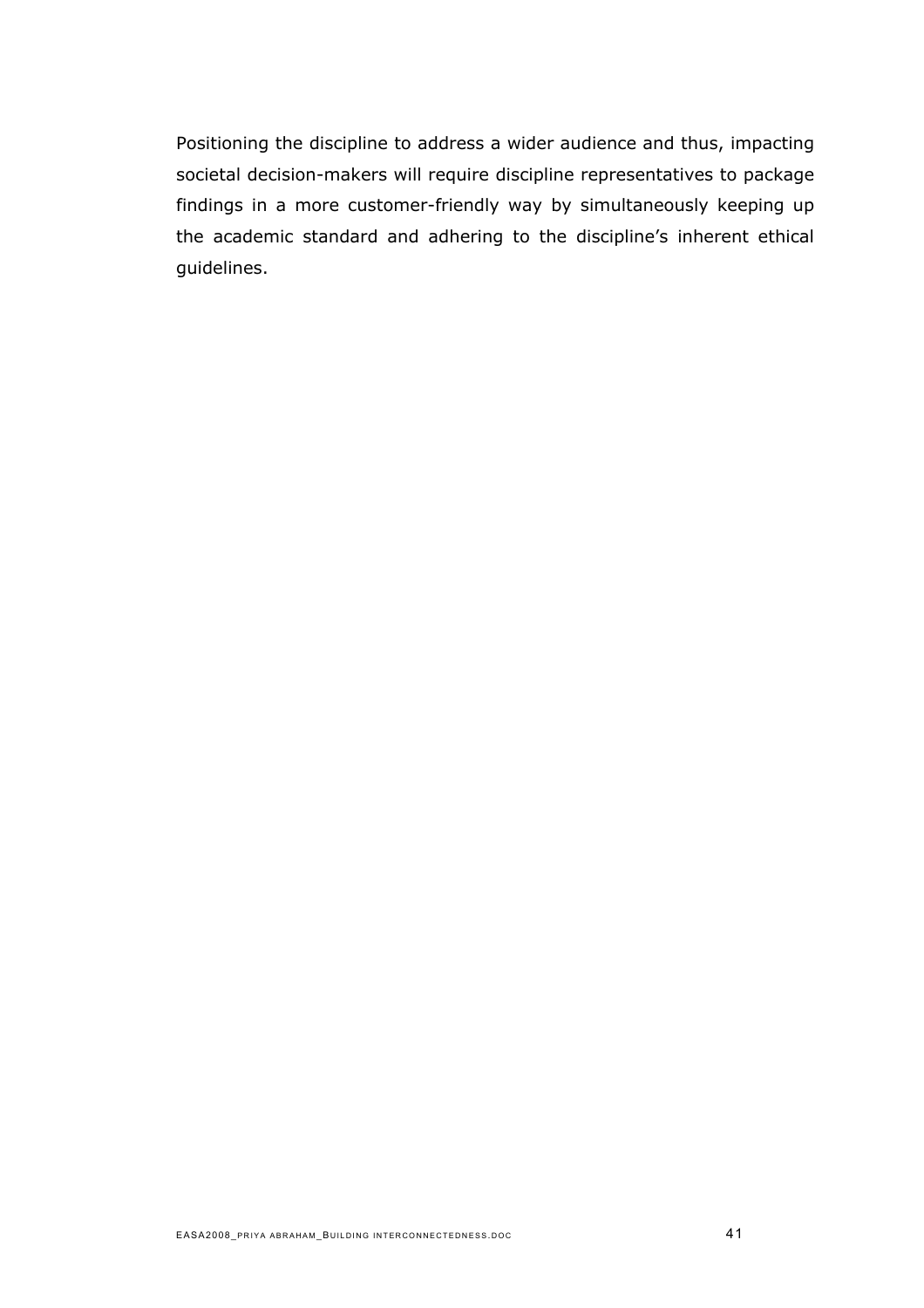Positioning the discipline to address a wider audience and thus, impacting societal decision-makers will require discipline representatives to package findings in a more customer-friendly way by simultaneously keeping up the academic standard and adhering to the discipline's inherent ethical guidelines.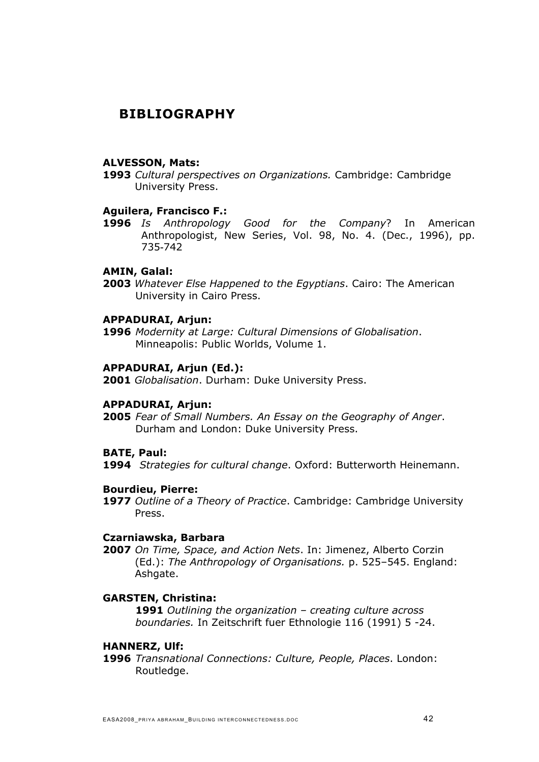# BIBLIOGRAPHY

**ALVESSON, Mats:**
**1993** *Cultural perspectives on Organizations.* Cambridge: Cambridge University Press.

**Aguilera, Francisco F.:**
**1996** *Is Anthropology Good for the Company*? In American Anthropologist, New Series, Vol. 98, No. 4. (Dec., 1996), pp. 735-742

**AMIN, Galal:**
**2003** *Whatever Else Happened to the Egyptians*. Cairo: The American University in Cairo Press.

**APPADURAI, Arjun:**
**1996** *Modernity at Large: Cultural Dimensions of Globalisation*. Minneapolis: Public Worlds, Volume 1.

**APPADURAI, Arjun (Ed.):**
**2001** *Globalisation*. Durham: Duke University Press.

**APPADURAI, Arjun:**
**2005** *Fear of Small Numbers. An Essay on the Geography of Anger*. Durham and London: Duke University Press.

**BATE, Paul:**
**1994** *Strategies for cultural change*. Oxford: Butterworth Heinemann.

**Bourdieu, Pierre:**
**1977** *Outline of a Theory of Practice*. Cambridge: Cambridge University Press.

**Czarniawska, Barbara**
**2007** *On Time, Space, and Action Nets*. In: Jimenez, Alberto Corzin (Ed.): *The Anthropology of Organisations.* p. 525–545. England: Ashgate.

**GARSTEN, Christina:**
**1991** *Outlining the organization – creating culture across boundaries.* In Zeitschrift fuer Ethnologie 116 (1991) 5 -24.

**HANNERZ, Ulf:**
**1996** *Transnational Connections: Culture, People, Places*. London: Routledge.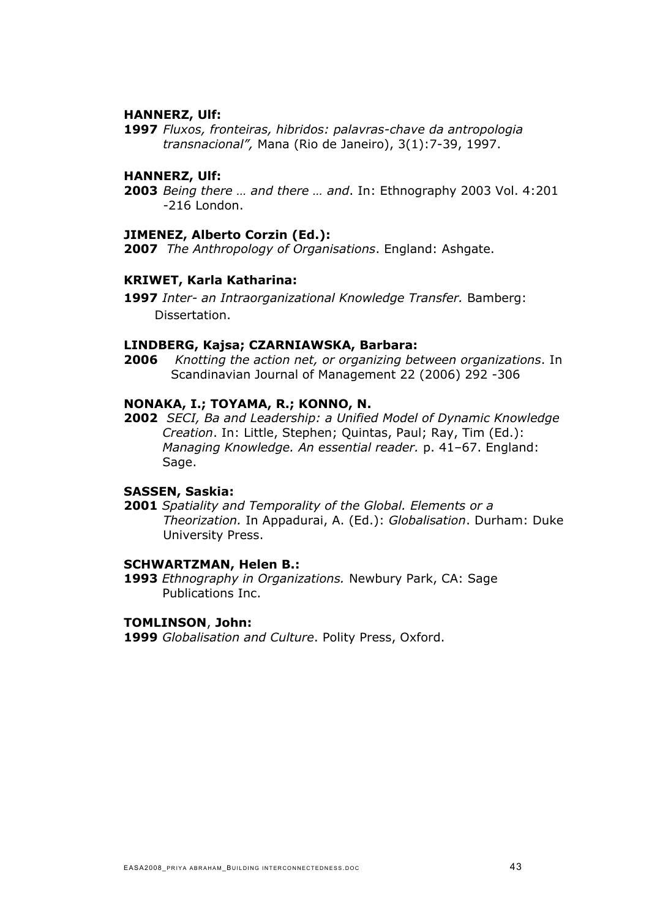**HANNERZ, Ulf:**

**1997** *Fluxos, fronteiras, hibridos: palavras-chave da antropologia transnacional",* Mana (Rio de Janeiro), 3(1):7-39, 1997.

**HANNERZ, Ulf:**

**2003** *Being there … and there … and*. In: Ethnography 2003 Vol. 4:201 -216 London.

**JIMENEZ, Alberto Corzin (Ed.):**

**2007** *The Anthropology of Organisations*. England: Ashgate.

**KRIWET, Karla Katharina:**

**1997** *Inter- an Intraorganizational Knowledge Transfer.* Bamberg: Dissertation.

**LINDBERG, Kajsa; CZARNIAWSKA, Barbara:**

**2006** *Knotting the action net, or organizing between organizations*. In Scandinavian Journal of Management 22 (2006) 292 -306

**NONAKA, I.; TOYAMA, R.; KONNO, N.**

**2002** *SECI, Ba and Leadership: a Unified Model of Dynamic Knowledge Creation*. In: Little, Stephen; Quintas, Paul; Ray, Tim (Ed.): *Managing Knowledge. An essential reader.* p. 41–67. England: Sage.

**SASSEN, Saskia:**

**2001** *Spatiality and Temporality of the Global. Elements or a Theorization.* In Appadurai, A. (Ed.): *Globalisation*. Durham: Duke University Press.

**SCHWARTZMAN, Helen B.:**

**1993** *Ethnography in Organizations.* Newbury Park, CA: Sage Publications Inc.

**TOMLINSON**, **John:**

**1999** *Globalisation and Culture*. Polity Press, Oxford.